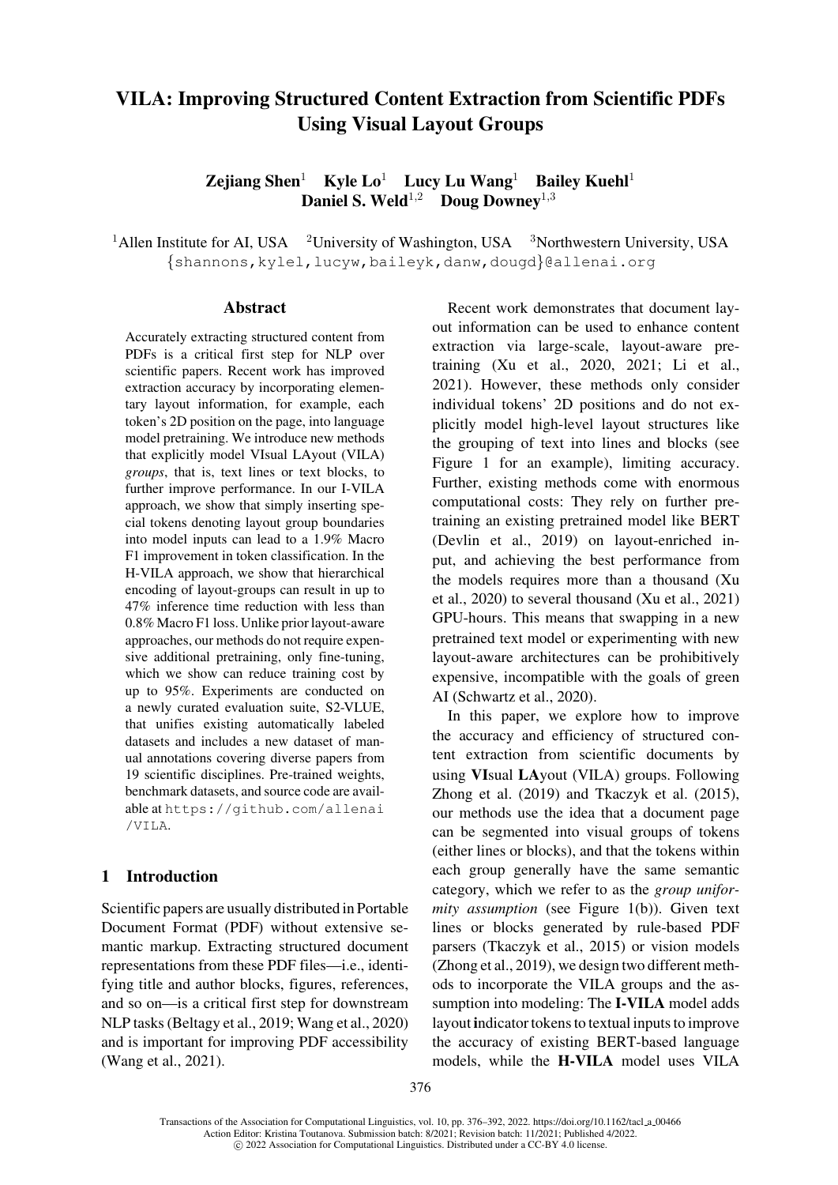# VILA: Improving Structured Content Extraction from Scientific PDFs Using Visual Layout Groups

**Zejiang Shen**[1] **Kyle Lo**[1] **Lucy Lu Wang**[1] **Bailey Kuehl**[1]
**Daniel S. Weld**[1,2] **Doug Downey**[1,3]

[1]Allen Institute for AI, USA [2]University of Washington, USA [3]Northwestern University, USA
{shannons,kylel,lucyw,baileyk,danw,dougd}@allenai.org

## Abstract

Accurately extracting structured content from PDFs is a critical first step for NLP over scientific papers. Recent work has improved extraction accuracy by incorporating elementary layout information, for example, each token's 2D position on the page, into language model pretraining. We introduce new methods that explicitly model VIsual LAyout (VILA) *groups*, that is, text lines or text blocks, to further improve performance. In our I-VILA approach, we show that simply inserting special tokens denoting layout group boundaries into model inputs can lead to a 1.9% Macro F1 improvement in token classification. In the H-VILA approach, we show that hierarchical encoding of layout-groups can result in up to 47% inference time reduction with less than 0.8% Macro F1 loss. Unlike prior layout-aware approaches, our methods do not require expensive additional pretraining, only fine-tuning, which we show can reduce training cost by up to 95%. Experiments are conducted on a newly curated evaluation suite, S2-VLUE, that unifies existing automatically labeled datasets and includes a new dataset of manual annotations covering diverse papers from 19 scientific disciplines. Pre-trained weights, benchmark datasets, and source code are available at https://github.com/allenai/VILA.

## 1 Introduction

Scientific papers are usually distributed in Portable Document Format (PDF) without extensive semantic markup. Extracting structured document representations from these PDF files—i.e., identifying title and author blocks, figures, references, and so on—is a critical first step for downstream NLP tasks (Beltagy et al., 2019; Wang et al., 2020) and is important for improving PDF accessibility (Wang et al., 2021).

Recent work demonstrates that document layout information can be used to enhance content extraction via large-scale, layout-aware pretraining (Xu et al., 2020, 2021; Li et al., 2021). However, these methods only consider individual tokens' 2D positions and do not explicitly model high-level layout structures like the grouping of text into lines and blocks (see Figure 1 for an example), limiting accuracy. Further, existing methods come with enormous computational costs: They rely on further pretraining an existing pretrained model like BERT (Devlin et al., 2019) on layout-enriched input, and achieving the best performance from the models requires more than a thousand (Xu et al., 2020) to several thousand (Xu et al., 2021) GPU-hours. This means that swapping in a new pretrained text model or experimenting with new layout-aware architectures can be prohibitively expensive, incompatible with the goals of green AI (Schwartz et al., 2020).

In this paper, we explore how to improve the accuracy and efficiency of structured content extraction from scientific documents by using **VI**sual **LA**yout (VILA) groups. Following Zhong et al. (2019) and Tkaczyk et al. (2015), our methods use the idea that a document page can be segmented into visual groups of tokens (either lines or blocks), and that the tokens within each group generally have the same semantic category, which we refer to as the *group uniformity assumption* (see Figure 1(b)). Given text lines or blocks generated by rule-based PDF parsers (Tkaczyk et al., 2015) or vision models (Zhong et al., 2019), we design two different methods to incorporate the VILA groups and the assumption into modeling: The **I-VILA** model adds layout **i**ndicator tokens to textual inputs to improve the accuracy of existing BERT-based language models, while the **H-VILA** model uses VILA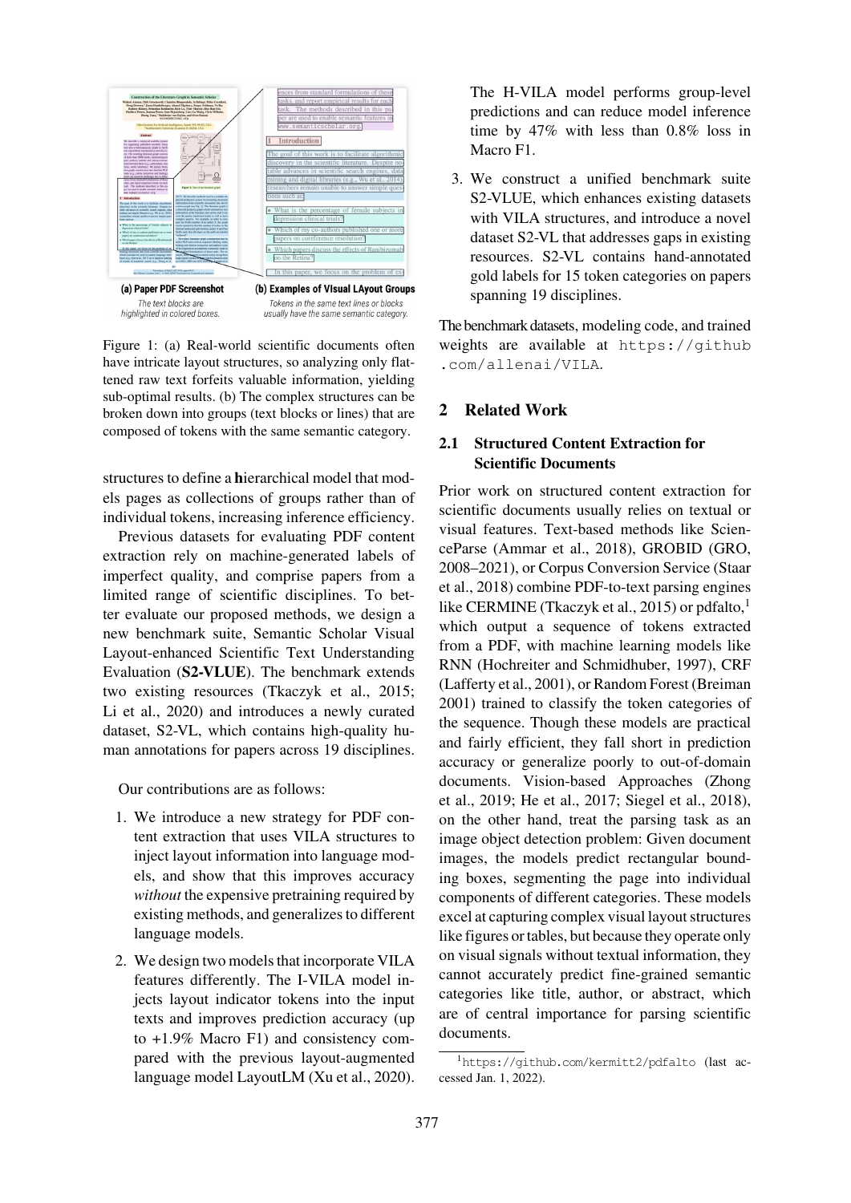Figure 1: (a) Real-world scientific documents often have intricate layout structures, so analyzing only flattened raw text forfeits valuable information, yielding sub-optimal results. (b) The complex structures can be broken down into groups (text blocks or lines) that are composed of tokens with the same semantic category.

structures to define a **h**ierarchical model that models pages as collections of groups rather than of individual tokens, increasing inference efficiency.

Previous datasets for evaluating PDF content extraction rely on machine-generated labels of imperfect quality, and comprise papers from a limited range of scientific disciplines. To better evaluate our proposed methods, we design a new benchmark suite, Semantic Scholar Visual Layout-enhanced Scientific Text Understanding Evaluation (**S2-VLUE**). The benchmark extends two existing resources (Tkaczyk et al., 2015; Li et al., 2020) and introduces a newly curated dataset, S2-VL, which contains high-quality human annotations for papers across 19 disciplines.

Our contributions are as follows:

1. We introduce a new strategy for PDF content extraction that uses VILA structures to inject layout information into language models, and show that this improves accuracy *without* the expensive pretraining required by existing methods, and generalizes to different language models.
2. We design two models that incorporate VILA features differently. The I-VILA model injects layout indicator tokens into the input texts and improves prediction accuracy (up to +1.9% Macro F1) and consistency compared with the previous layout-augmented language model LayoutLM (Xu et al., 2020). The H-VILA model performs group-level predictions and can reduce model inference time by 47% with less than 0.8% loss in Macro F1.
3. We construct a unified benchmark suite S2-VLUE, which enhances existing datasets with VILA structures, and introduce a novel dataset S2-VL that addresses gaps in existing resources. S2-VL contains hand-annotated gold labels for 15 token categories on papers spanning 19 disciplines.

The benchmark datasets, modeling code, and trained weights are available at https://github.com/allenai/VILA.

## 2 Related Work

### 2.1 Structured Content Extraction for Scientific Documents

Prior work on structured content extraction for scientific documents usually relies on textual or visual features. Text-based methods like ScienceParse (Ammar et al., 2018), GROBID (GRO, 2008–2021), or Corpus Conversion Service (Staar et al., 2018) combine PDF-to-text parsing engines like CERMINE (Tkaczyk et al., 2015) or pdfalto,[1] which output a sequence of tokens extracted from a PDF, with machine learning models like RNN (Hochreiter and Schmidhuber, 1997), CRF (Lafferty et al., 2001), or Random Forest (Breiman 2001) trained to classify the token categories of the sequence. Though these models are practical and fairly efficient, they fall short in prediction accuracy or generalize poorly to out-of-domain documents. Vision-based Approaches (Zhong et al., 2019; He et al., 2017; Siegel et al., 2018), on the other hand, treat the parsing task as an image object detection problem: Given document images, the models predict rectangular bounding boxes, segmenting the page into individual components of different categories. These models excel at capturing complex visual layout structures like figures or tables, but because they operate only on visual signals without textual information, they cannot accurately predict fine-grained semantic categories like title, author, or abstract, which are of central importance for parsing scientific documents.

[1] https://github.com/kermitt2/pdfalto (last accessed Jan. 1, 2022).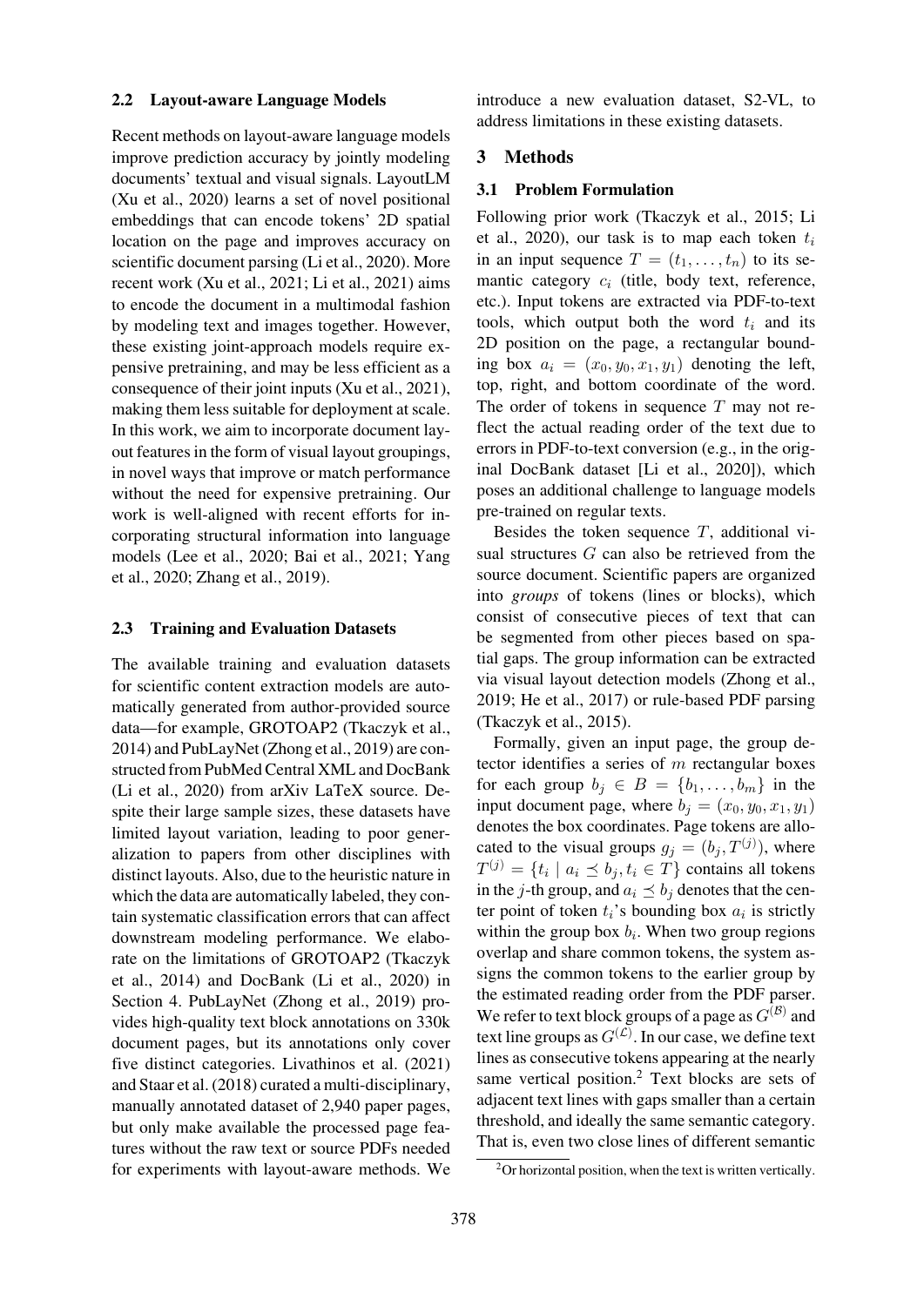### 2.2 Layout-aware Language Models

Recent methods on layout-aware language models improve prediction accuracy by jointly modeling documents' textual and visual signals. LayoutLM (Xu et al., 2020) learns a set of novel positional embeddings that can encode tokens' 2D spatial location on the page and improves accuracy on scientific document parsing (Li et al., 2020). More recent work (Xu et al., 2021; Li et al., 2021) aims to encode the document in a multimodal fashion by modeling text and images together. However, these existing joint-approach models require expensive pretraining, and may be less efficient as a consequence of their joint inputs (Xu et al., 2021), making them less suitable for deployment at scale. In this work, we aim to incorporate document layout features in the form of visual layout groupings, in novel ways that improve or match performance without the need for expensive pretraining. Our work is well-aligned with recent efforts for incorporating structural information into language models (Lee et al., 2020; Bai et al., 2021; Yang et al., 2020; Zhang et al., 2019).

### 2.3 Training and Evaluation Datasets

The available training and evaluation datasets for scientific content extraction models are automatically generated from author-provided source data—for example, GROTOAP2 (Tkaczyk et al., 2014) and PubLayNet (Zhong et al., 2019) are constructed from PubMed Central XML and DocBank (Li et al., 2020) from arXiv LaTeX source. Despite their large sample sizes, these datasets have limited layout variation, leading to poor generalization to papers from other disciplines with distinct layouts. Also, due to the heuristic nature in which the data are automatically labeled, they contain systematic classification errors that can affect downstream modeling performance. We elaborate on the limitations of GROTOAP2 (Tkaczyk et al., 2014) and DocBank (Li et al., 2020) in Section 4. PubLayNet (Zhong et al., 2019) provides high-quality text block annotations on 330k document pages, but its annotations only cover five distinct categories. Livathinos et al. (2021) and Staar et al. (2018) curated a multi-disciplinary, manually annotated dataset of 2,940 paper pages, but only make available the processed page features without the raw text or source PDFs needed for experiments with layout-aware methods. We introduce a new evaluation dataset, S2-VL, to address limitations in these existing datasets.

## 3 Methods

### 3.1 Problem Formulation

Following prior work (Tkaczyk et al., 2015; Li et al., 2020), our task is to map each token $t_i$ in an input sequence $T = (t_1, \ldots, t_n)$ to its semantic category $c_i$ (title, body text, reference, etc.). Input tokens are extracted via PDF-to-text tools, which output both the word $t_i$ and its 2D position on the page, a rectangular bounding box $a_i = (x_0, y_0, x_1, y_1)$ denoting the left, top, right, and bottom coordinate of the word. The order of tokens in sequence $T$ may not reflect the actual reading order of the text due to errors in PDF-to-text conversion (e.g., in the original DocBank dataset [Li et al., 2020]), which poses an additional challenge to language models pre-trained on regular texts.

Besides the token sequence $T$, additional visual structures $G$ can also be retrieved from the source document. Scientific papers are organized into *groups* of tokens (lines or blocks), which consist of consecutive pieces of text that can be segmented from other pieces based on spatial gaps. The group information can be extracted via visual layout detection models (Zhong et al., 2019; He et al., 2017) or rule-based PDF parsing (Tkaczyk et al., 2015).

Formally, given an input page, the group detector identifies a series of $m$ rectangular boxes for each group $b_j \in B = \{b_1, \ldots, b_m\}$ in the input document page, where $b_j = (x_0, y_0, x_1, y_1)$ denotes the box coordinates. Page tokens are allocated to the visual groups $g_j = (b_j, T^{(j)})$, where $T^{(j)} = \{t_i \mid a_i \preceq b_j, t_i \in T\}$ contains all tokens in the $j$-th group, and $a_i \preceq b_j$ denotes that the center point of token $t_i$'s bounding box $a_i$ is strictly within the group box $b_i$. When two group regions overlap and share common tokens, the system assigns the common tokens to the earlier group by the estimated reading order from the PDF parser. We refer to text block groups of a page as $G^{(\mathcal{B})}$ and text line groups as $G^{(\mathcal{L})}$. In our case, we define text lines as consecutive tokens appearing at the nearly same vertical position.[2] Text blocks are sets of adjacent text lines with gaps smaller than a certain threshold, and ideally the same semantic category. That is, even two close lines of different semantic

[2] Or horizontal position, when the text is written vertically.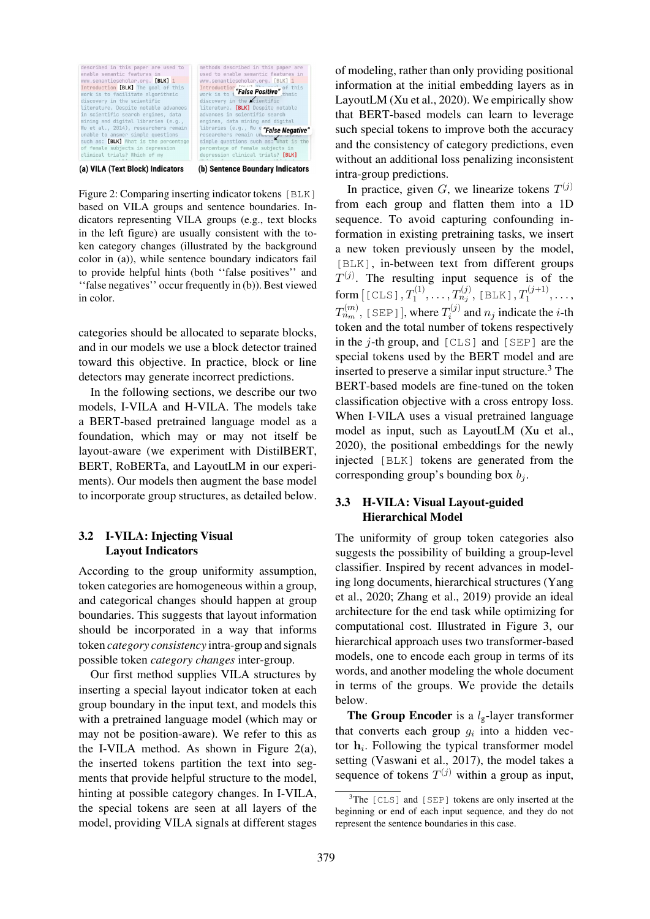Figure 2: Comparing inserting indicator tokens [BLK] based on VILA groups and sentence boundaries. Indicators representing VILA groups (e.g., text blocks in the left figure) are usually consistent with the token category changes (illustrated by the background color in (a)), while sentence boundary indicators fail to provide helpful hints (both "false positives" and "false negatives" occur frequently in (b)). Best viewed in color.

categories should be allocated to separate blocks, and in our models we use a block detector trained toward this objective. In practice, block or line detectors may generate incorrect predictions.

In the following sections, we describe our two models, I-VILA and H-VILA. The models take a BERT-based pretrained language model as a foundation, which may or may not itself be layout-aware (we experiment with DistilBERT, BERT, RoBERTa, and LayoutLM in our experiments). Our models then augment the base model to incorporate group structures, as detailed below.

### 3.2 I-VILA: Injecting Visual Layout Indicators

According to the group uniformity assumption, token categories are homogeneous within a group, and categorical changes should happen at group boundaries. This suggests that layout information should be incorporated in a way that informs token *category consistency* intra-group and signals possible token *category changes* inter-group.

Our first method supplies VILA structures by inserting a special layout indicator token at each group boundary in the input text, and models this with a pretrained language model (which may or may not be position-aware). We refer to this as the I-VILA method. As shown in Figure 2(a), the inserted tokens partition the text into segments that provide helpful structure to the model, hinting at possible category changes. In I-VILA, the special tokens are seen at all layers of the model, providing VILA signals at different stages of modeling, rather than only providing positional information at the initial embedding layers as in LayoutLM (Xu et al., 2020). We empirically show that BERT-based models can learn to leverage such special tokens to improve both the accuracy and the consistency of category predictions, even without an additional loss penalizing inconsistent intra-group predictions.

In practice, given $G$, we linearize tokens $T^{(j)}$ from each group and flatten them into a 1D sequence. To avoid capturing confounding information in existing pretraining tasks, we insert a new token previously unseen by the model, [BLK], in-between text from different groups $T^{(j)}$. The resulting input sequence is of the form $[$[CLS]$, T_1^{(1)}, \ldots, T_{n_j}^{(j)},$ [BLK]$, T_1^{(j+1)}, \ldots, T_{n_m}^{(m)},$ [SEP]$]$, where $T_i^{(j)}$ and $n_j$ indicate the $i$-th token and the total number of tokens respectively in the $j$-th group, and [CLS] and [SEP] are the special tokens used by the BERT model and are inserted to preserve a similar input structure.[3] The BERT-based models are fine-tuned on the token classification objective with a cross entropy loss. When I-VILA uses a visual pretrained language model as input, such as LayoutLM (Xu et al., 2020), the positional embeddings for the newly injected [BLK] tokens are generated from the corresponding group's bounding box $b_j$.

### 3.3 H-VILA: Visual Layout-guided Hierarchical Model

The uniformity of group token categories also suggests the possibility of building a group-level classifier. Inspired by recent advances in modeling long documents, hierarchical structures (Yang et al., 2020; Zhang et al., 2019) provide an ideal architecture for the end task while optimizing for computational cost. Illustrated in Figure 3, our hierarchical approach uses two transformer-based models, one to encode each group in terms of its words, and another modeling the whole document in terms of the groups. We provide the details below.

**The Group Encoder** is a $l_g$-layer transformer that converts each group $g_i$ into a hidden vector $\mathbf{h}_i$. Following the typical transformer model setting (Vaswani et al., 2017), the model takes a sequence of tokens $T^{(j)}$ within a group as input,

[3] The [CLS] and [SEP] tokens are only inserted at the beginning or end of each input sequence, and they do not represent the sentence boundaries in this case.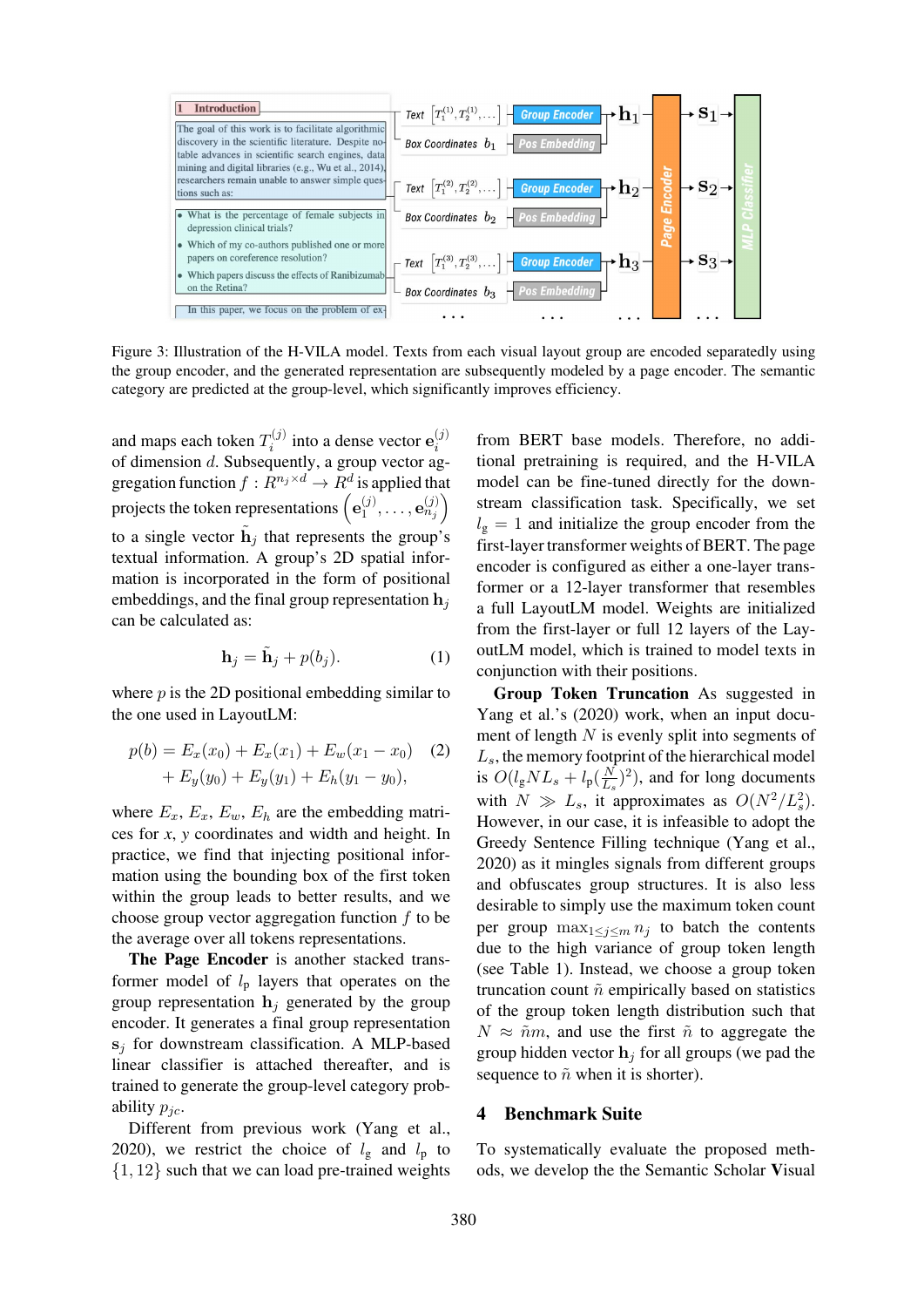Figure 3: Illustration of the H-VILA model. Texts from each visual layout group are encoded separately using the group encoder, and the generated representation are subsequently modeled by a page encoder. The semantic category are predicted at the group-level, which significantly improves efficiency.

and maps each token $T_i^{(j)}$ into a dense vector $\mathbf{e}_i^{(j)}$ of dimension $d$. Subsequently, a group vector aggregation function $f : R^{n_j \times d} \rightarrow R^d$ is applied that projects the token representations $\left(\mathbf{e}_1^{(j)}, \dots, \mathbf{e}_{n_j}^{(j)}\right)$ to a single vector $\tilde{\mathbf{h}}_j$ that represents the group's textual information. A group's 2D spatial information is incorporated in the form of positional embeddings, and the final group representation $\mathbf{h}_j$ can be calculated as:

$$\mathbf{h}_j = \tilde{\mathbf{h}}_j + p(b_j). \tag{1}$$

where $p$ is the 2D positional embedding similar to the one used in LayoutLM:

$$\begin{aligned} p(b) = {} & E_x(x_0) + E_x(x_1) + E_w(x_1 - x_0) \\ & + E_y(y_0) + E_y(y_1) + E_h(y_1 - y_0), \end{aligned} \tag{2}$$

where $E_x$, $E_x$, $E_w$, $E_h$ are the embedding matrices for $x$, $y$ coordinates and width and height. In practice, we find that injecting positional information using the bounding box of the first token within the group leads to better results, and we choose group vector aggregation function $f$ to be the average over all tokens representations.

**The Page Encoder** is another stacked transformer model of $l_p$ layers that operates on the group representation $\mathbf{h}_j$ generated by the group encoder. It generates a final group representation $\mathbf{s}_j$ for downstream classification. A MLP-based linear classifier is attached thereafter, and is trained to generate the group-level category probability $p_{jc}$.

Different from previous work (Yang et al., 2020), we restrict the choice of $l_g$ and $l_p$ to $\{1, 12\}$ such that we can load pre-trained weights from BERT base models. Therefore, no additional pretraining is required, and the H-VILA model can be fine-tuned directly for the downstream classification task. Specifically, we set $l_g = 1$ and initialize the group encoder from the first-layer transformer weights of BERT. The page encoder is configured as either a one-layer transformer or a 12-layer transformer that resembles a full LayoutLM model. Weights are initialized from the first-layer or full 12 layers of the LayoutLM model, which is trained to model texts in conjunction with their positions.

**Group Token Truncation** As suggested in Yang et al.'s (2020) work, when an input document of length $N$ is evenly split into segments of $L_s$, the memory footprint of the hierarchical model is $O(l_g N L_s + l_p (\frac{N}{L_s})^2)$, and for long documents with $N \gg L_s$, it approximates as $O(N^2/L_s^2)$. However, in our case, it is infeasible to adopt the Greedy Sentence Filling technique (Yang et al., 2020) as it mingles signals from different groups and obfuscates group structures. It is also less desirable to simply use the maximum token count per group $\max_{1 \le j \le m} n_j$ to batch the contents due to the high variance of group token length (see Table 1). Instead, we choose a group token truncation count $\tilde{n}$ empirically based on statistics of the group token length distribution such that $N \approx \tilde{n} m$, and use the first $\tilde{n}$ to aggregate the group hidden vector $\mathbf{h}_j$ for all groups (we pad the sequence to $\tilde{n}$ when it is shorter).

## 4 Benchmark Suite

To systematically evaluate the proposed methods, we develop the the Semantic Scholar **V**isual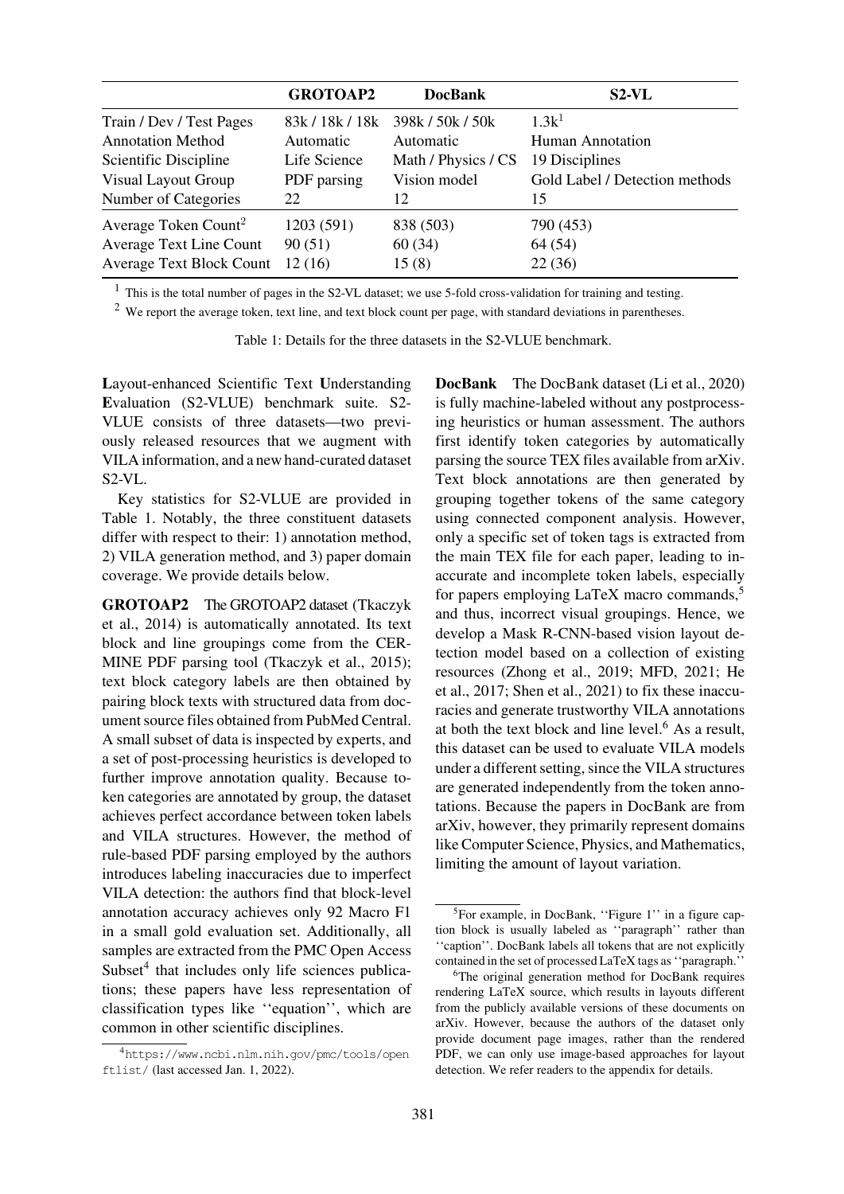|  | GROTOAP2 | DocBank | S2-VL |
|---|---|---|---|
| Train / Dev / Test Pages | 83k / 18k / 18k | 398k / 50k / 50k | 1.3k[1] |
| Annotation Method | Automatic | Automatic | Human Annotation |
| Scientific Discipline | Life Science | Math / Physics / CS | 19 Disciplines |
| Visual Layout Group | PDF parsing | Vision model | Gold Label / Detection methods |
| Number of Categories | 22 | 12 | 15 |
| Average Token Count[2] | 1203 (591) | 838 (503) | 790 (453) |
| Average Text Line Count | 90 (51) | 60 (34) | 64 (54) |
| Average Text Block Count | 12 (16) | 15 (8) | 22 (36) |

[1] This is the total number of pages in the S2-VL dataset; we use 5-fold cross-validation for training and testing.

[2] We report the average token, text line, and text block count per page, with standard deviations in parentheses.

Table 1: Details for the three datasets in the S2-VLUE benchmark.

**L**ayout-enhanced Scientific Text **U**nderstanding **E**valuation (S2-VLUE) benchmark suite. S2-VLUE consists of three datasets—two previously released resources that we augment with VILA information, and a new hand-curated dataset S2-VL.

Key statistics for S2-VLUE are provided in Table 1. Notably, the three constituent datasets differ with respect to their: 1) annotation method, 2) VILA generation method, and 3) paper domain coverage. We provide details below.

**GROTOAP2** The GROTOAP2 dataset (Tkaczyk et al., 2014) is automatically annotated. Its text block and line groupings come from the CERMINE PDF parsing tool (Tkaczyk et al., 2015); text block category labels are then obtained by pairing block texts with structured data from document source files obtained from PubMed Central. A small subset of data is inspected by experts, and a set of post-processing heuristics is developed to further improve annotation quality. Because token categories are annotated by group, the dataset achieves perfect accordance between token labels and VILA structures. However, the method of rule-based PDF parsing employed by the authors introduces labeling inaccuracies due to imperfect VILA detection: the authors find that block-level annotation accuracy achieves only 92 Macro F1 in a small gold evaluation set. Additionally, all samples are extracted from the PMC Open Access Subset[4] that includes only life sciences publications; these papers have less representation of classification types like ''equation'', which are common in other scientific disciplines.

**DocBank** The DocBank dataset (Li et al., 2020) is fully machine-labeled without any postprocessing heuristics or human assessment. The authors first identify token categories by automatically parsing the source TEX files available from arXiv. Text block annotations are then generated by grouping together tokens of the same category using connected component analysis. However, only a specific set of token tags is extracted from the main TEX file for each paper, leading to inaccurate and incomplete token labels, especially for papers employing LaTeX macro commands,[5] and thus, incorrect visual groupings. Hence, we develop a Mask R-CNN-based vision layout detection model based on a collection of existing resources (Zhong et al., 2019; MFD, 2021; He et al., 2017; Shen et al., 2021) to fix these inaccuracies and generate trustworthy VILA annotations at both the text block and line level.[6] As a result, this dataset can be used to evaluate VILA models under a different setting, since the VILA structures are generated independently from the token annotations. Because the papers in DocBank are from arXiv, however, they primarily represent domains like Computer Science, Physics, and Mathematics, limiting the amount of layout variation.

[4] https://www.ncbi.nlm.nih.gov/pmc/tools/openftlist/ (last accessed Jan. 1, 2022).

[5] For example, in DocBank, ''Figure 1'' in a figure caption block is usually labeled as ''paragraph'' rather than ''caption''. DocBank labels all tokens that are not explicitly contained in the set of processed LaTeX tags as ''paragraph.''

[6] The original generation method for DocBank requires rendering LaTeX source, which results in layouts different from the publicly available versions of these documents on arXiv. However, because the authors of the dataset only provide document page images, rather than the rendered PDF, we can only use image-based approaches for layout detection. We refer readers to the appendix for details.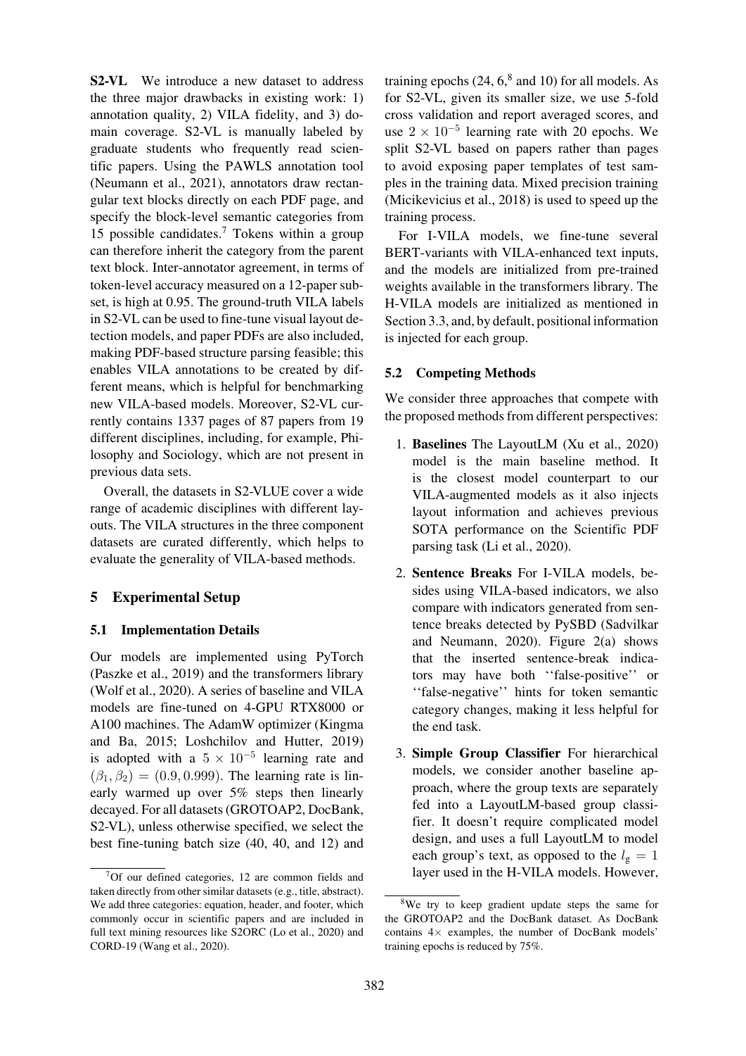**S2-VL** We introduce a new dataset to address the three major drawbacks in existing work: 1) annotation quality, 2) VILA fidelity, and 3) domain coverage. S2-VL is manually labeled by graduate students who frequently read scientific papers. Using the PAWLS annotation tool (Neumann et al., 2021), annotators draw rectangular text blocks directly on each PDF page, and specify the block-level semantic categories from 15 possible candidates.[7] Tokens within a group can therefore inherit the category from the parent text block. Inter-annotator agreement, in terms of token-level accuracy measured on a 12-paper subset, is high at 0.95. The ground-truth VILA labels in S2-VL can be used to fine-tune visual layout detection models, and paper PDFs are also included, making PDF-based structure parsing feasible; this enables VILA annotations to be created by different means, which is helpful for benchmarking new VILA-based models. Moreover, S2-VL currently contains 1337 pages of 87 papers from 19 different disciplines, including, for example, Philosophy and Sociology, which are not present in previous data sets.

Overall, the datasets in S2-VLUE cover a wide range of academic disciplines with different layouts. The VILA structures in the three component datasets are curated differently, which helps to evaluate the generality of VILA-based methods.

## 5 Experimental Setup

### 5.1 Implementation Details

Our models are implemented using PyTorch (Paszke et al., 2019) and the transformers library (Wolf et al., 2020). A series of baseline and VILA models are fine-tuned on 4-GPU RTX8000 or A100 machines. The AdamW optimizer (Kingma and Ba, 2015; Loshchilov and Hutter, 2019) is adopted with a $5 \times 10^{-5}$ learning rate and $(\beta_1, \beta_2) = (0.9, 0.999)$. The learning rate is linearly warmed up over 5% steps then linearly decayed. For all datasets (GROTOAP2, DocBank, S2-VL), unless otherwise specified, we select the best fine-tuning batch size (40, 40, and 12) and training epochs (24, 6,[8] and 10) for all models. As for S2-VL, given its smaller size, we use 5-fold cross validation and report averaged scores, and use $2 \times 10^{-5}$ learning rate with 20 epochs. We split S2-VL based on papers rather than pages to avoid exposing paper templates of test samples in the training data. Mixed precision training (Micikevicius et al., 2018) is used to speed up the training process.

For I-VILA models, we fine-tune several BERT-variants with VILA-enhanced text inputs, and the models are initialized from pre-trained weights available in the transformers library. The H-VILA models are initialized as mentioned in Section 3.3, and, by default, positional information is injected for each group.

### 5.2 Competing Methods

We consider three approaches that compete with the proposed methods from different perspectives:

1. **Baselines** The LayoutLM (Xu et al., 2020) model is the main baseline method. It is the closest model counterpart to our VILA-augmented models as it also injects layout information and achieves previous SOTA performance on the Scientific PDF parsing task (Li et al., 2020).
2. **Sentence Breaks** For I-VILA models, besides using VILA-based indicators, we also compare with indicators generated from sentence breaks detected by PySBD (Sadvilkar and Neumann, 2020). Figure 2(a) shows that the inserted sentence-break indicators may have both ''false-positive'' or ''false-negative'' hints for token semantic category changes, making it less helpful for the end task.
3. **Simple Group Classifier** For hierarchical models, we consider another baseline approach, where the group texts are separately fed into a LayoutLM-based group classifier. It doesn't require complicated model design, and uses a full LayoutLM to model each group's text, as opposed to the $l_g = 1$ layer used in the H-VILA models. However,

[7] Of our defined categories, 12 are common fields and taken directly from other similar datasets (e.g., title, abstract). We add three categories: equation, header, and footer, which commonly occur in scientific papers and are included in full text mining resources like S2ORC (Lo et al., 2020) and CORD-19 (Wang et al., 2020).

[8] We try to keep gradient update steps the same for the GROTOAP2 and the DocBank dataset. As DocBank contains 4× examples, the number of DocBank models' training epochs is reduced by 75%.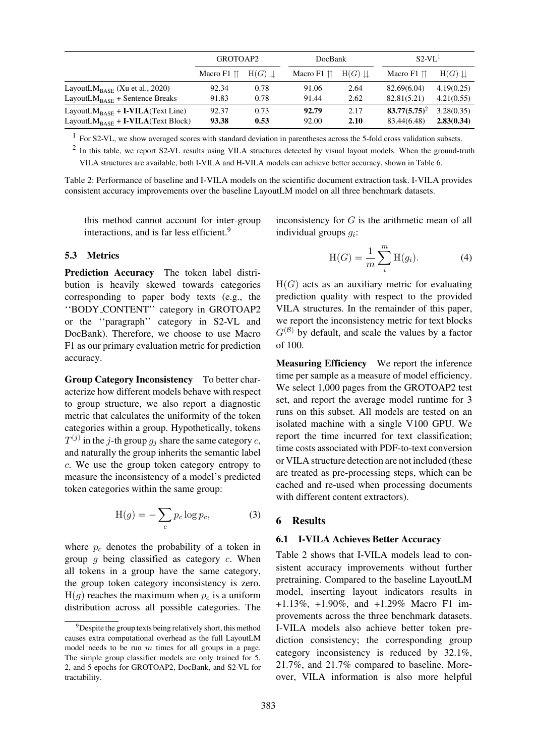| | GROTOAP2 | | DocBank | | S2-VL[1] | |
|---|---|---|---|---|---|---|
| | Macro F1 ⇈ | H(G) ⇊ | Macro F1 ⇈ | H(G) ⇊ | Macro F1 ⇈ | H(G) ⇊ |
| $\text{LayoutLM}_{\text{BASE}}$ (Xu et al., 2020) | 92.34 | 0.78 | 91.06 | 2.64 | 82.69(6.04) | 4.19(0.25) |
| $\text{LayoutLM}_{\text{BASE}}$ + Sentence Breaks | 91.83 | 0.78 | 91.44 | 2.62 | 82.81(5.21) | 4.21(0.55) |
| $\text{LayoutLM}_{\text{BASE}}$ + **I-VILA**(Text Line) | 92.37 | 0.73 | **92.79** | 2.17 | **83.77(5.75)**[2] | 3.28(0.35) |
| $\text{LayoutLM}_{\text{BASE}}$ + **I-VILA**(Text Block) | **93.38** | **0.53** | 92.00 | **2.10** | 83.44(6.48) | **2.83(0.34)** |

[1] For S2-VL, we show averaged scores with standard deviation in parentheses across the 5-fold cross validation subsets.

[2] In this table, we report S2-VL results using VILA structures detected by visual layout models. When the ground-truth VILA structures are available, both I-VILA and H-VILA models can achieve better accuracy, shown in Table 6.

Table 2: Performance of baseline and I-VILA models on the scientific document extraction task. I-VILA provides consistent accuracy improvements over the baseline LayoutLM model on all three benchmark datasets.

this method cannot account for inter-group interactions, and is far less efficient.[9]

### 5.3 Metrics

**Prediction Accuracy** The token label distribution is heavily skewed towards categories corresponding to paper body texts (e.g., the ''BODY_CONTENT'' category in GROTOAP2 or the ''paragraph'' category in S2-VL and DocBank). Therefore, we choose to use Macro F1 as our primary evaluation metric for prediction accuracy.

**Group Category Inconsistency** To better characterize how different models behave with respect to group structure, we also report a diagnostic metric that calculates the uniformity of the token categories within a group. Hypothetically, tokens $T^{(j)}$ in the $j$-th group $g_j$ share the same category $c$, and naturally the group inherits the semantic label $c$. We use the group token category entropy to measure the inconsistency of a model's predicted token categories within the same group:

$$\mathrm{H}(g) = -\sum_{c} p_c \log p_c, \tag{3}$$

where $p_c$ denotes the probability of a token in group $g$ being classified as category $c$. When all tokens in a group have the same category, the group token category inconsistency is zero. $\mathrm{H}(g)$ reaches the maximum when $p_c$ is a uniform distribution across all possible categories. The inconsistency for $G$ is the arithmetic mean of all individual groups $g_i$:

$$\mathrm{H}(G) = \frac{1}{m}\sum_{i}^{m} \mathrm{H}(g_i). \tag{4}$$

$\mathrm{H}(G)$ acts as an auxiliary metric for evaluating prediction quality with respect to the provided VILA structures. In the remainder of this paper, we report the inconsistency metric for text blocks $G^{(\mathcal{B})}$ by default, and scale the values by a factor of 100.

**Measuring Efficiency** We report the inference time per sample as a measure of model efficiency. We select 1,000 pages from the GROTOAP2 test set, and report the average model runtime for 3 runs on this subset. All models are tested on an isolated machine with a single V100 GPU. We report the time incurred for text classification; time costs associated with PDF-to-text conversion or VILA structure detection are not included (these are treated as pre-processing steps, which can be cached and re-used when processing documents with different content extractors).

## 6 Results

### 6.1 I-VILA Achieves Better Accuracy

Table 2 shows that I-VILA models lead to consistent accuracy improvements without further pretraining. Compared to the baseline LayoutLM model, inserting layout indicators results in +1.13%, +1.90%, and +1.29% Macro F1 improvements across the three benchmark datasets. I-VILA models also achieve better token prediction consistency; the corresponding group category inconsistency is reduced by 32.1%, 21.7%, and 21.7% compared to baseline. Moreover, VILA information is also more helpful

[9] Despite the group texts being relatively short, this method causes extra computational overhead as the full LayoutLM model needs to be run $m$ times for all groups in a page. The simple group classifier models are only trained for 5, 2, and 5 epochs for GROTOAP2, DocBank, and S2-VL for tractability.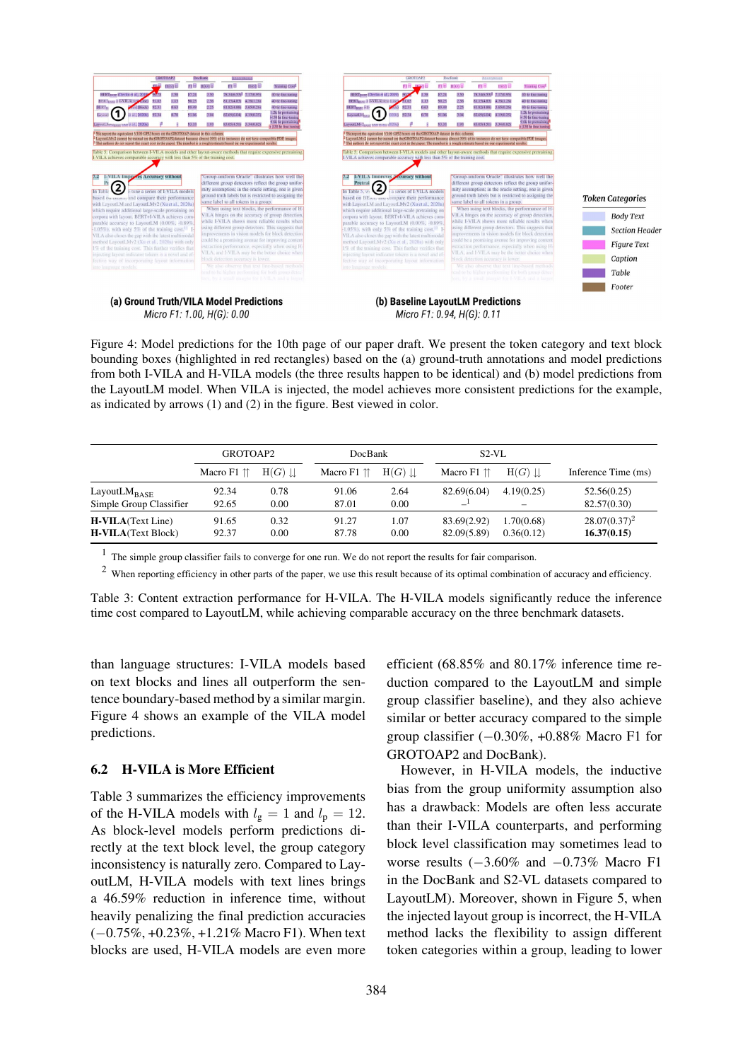(a) Ground Truth/VILA Model Predictions
Micro F1: 1.00, H(G): 0.00

(b) Baseline LayoutLM Predictions
Micro F1: 0.94, H(G): 0.11

Token Categories: Body Text, Section Header, Figure Text, Caption, Table, Footer

Figure 4: Model predictions for the 10th page of our paper draft. We present the token category and text block bounding boxes (highlighted in red rectangles) based on the (a) ground-truth annotations and model predictions from both I-VILA and H-VILA models (the three results happen to be identical) and (b) model predictions from the LayoutLM model. When VILA is injected, the model achieves more consistent predictions for the example, as indicated by arrows (1) and (2) in the figure. Best viewed in color.

| | GROTOAP2 | | DocBank | | S2-VL | | |
|---|---|---|---|---|---|---|---|
| | Macro F1 ⇈ | H(G) ⇊ | Macro F1 ⇈ | H(G) ⇊ | Macro F1 ⇈ | H(G) ⇊ | Inference Time (ms) |
| LayoutLM$_{\text{BASE}}$ | 92.34 | 0.78 | 91.06 | 2.64 | 82.69(6.04) | 4.19(0.25) | 52.56(0.25) |
| Simple Group Classifier | 92.65 | 0.00 | 87.01 | 0.00 | –[1] | – | 82.57(0.30) |
| **H-VILA**(Text Line) | 91.65 | 0.32 | 91.27 | 1.07 | 83.69(2.92) | 1.70(0.68) | 28.07(0.37)[2] |
| **H-VILA**(Text Block) | 92.37 | 0.00 | 87.78 | 0.00 | 82.09(5.89) | 0.36(0.12) | **16.37(0.15)** |

[1] The simple group classifier fails to converge for one run. We do not report the results for fair comparison.

[2] When reporting efficiency in other parts of the paper, we use this result because of its optimal combination of accuracy and efficiency.

Table 3: Content extraction performance for H-VILA. The H-VILA models significantly reduce the inference time cost compared to LayoutLM, while achieving comparable accuracy on the three benchmark datasets.

than language structures: I-VILA models based on text blocks and lines all outperform the sentence boundary-based method by a similar margin. Figure 4 shows an example of the VILA model predictions.

## 6.2 H-VILA is More Efficient

Table 3 summarizes the efficiency improvements of the H-VILA models with $l_g = 1$ and $l_p = 12$. As block-level models perform predictions directly at the text block level, the group category inconsistency is naturally zero. Compared to LayoutLM, H-VILA models with text lines brings a 46.59% reduction in inference time, without heavily penalizing the final prediction accuracies (−0.75%, +0.23%, +1.21% Macro F1). When text blocks are used, H-VILA models are even more efficient (68.85% and 80.17% inference time reduction compared to the LayoutLM and simple group classifier baseline), and they also achieve similar or better accuracy compared to the simple group classifier (−0.30%, +0.88% Macro F1 for GROTOAP2 and DocBank).

However, in H-VILA models, the inductive bias from the group uniformity assumption also has a drawback: Models are often less accurate than their I-VILA counterparts, and performing block level classification may sometimes lead to worse results (−3.60% and −0.73% Macro F1 in the DocBank and S2-VL datasets compared to LayoutLM). Moreover, shown in Figure 5, when the injected layout group is incorrect, the H-VILA method lacks the flexibility to assign different token categories within a group, leading to lower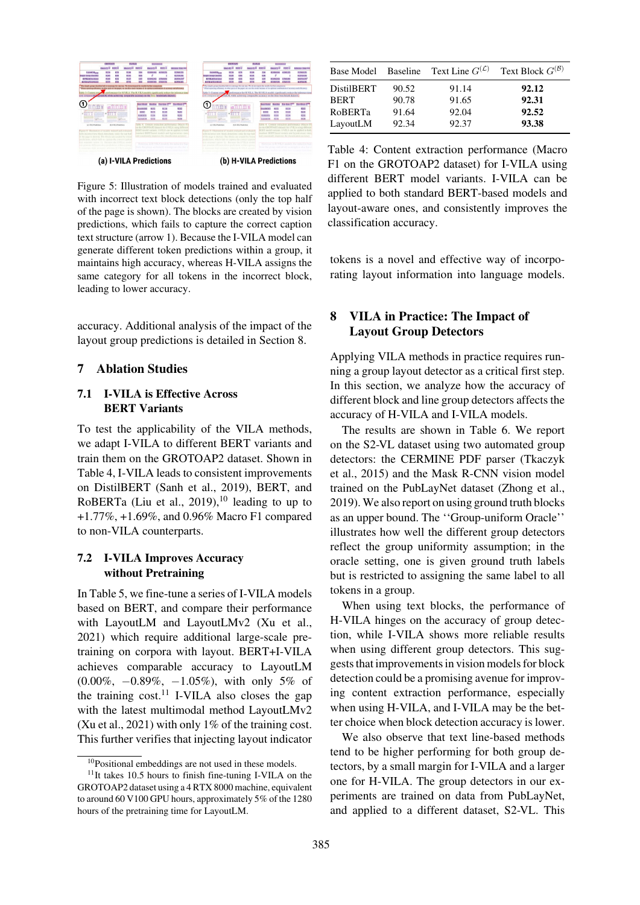(a) I-VILA Predictions

(b) H-VILA Predictions

Figure 5: Illustration of models trained and evaluated with incorrect text block detections (only the top half of the page is shown). The blocks are created by vision predictions, which fails to capture the correct caption text structure (arrow 1). Because the I-VILA model can generate different token predictions within a group, it maintains high accuracy, whereas H-VILA assigns the same category for all tokens in the incorrect block, leading to lower accuracy.

accuracy. Additional analysis of the impact of the layout group predictions is detailed in Section 8.

## 7 Ablation Studies

### 7.1 I-VILA is Effective Across BERT Variants

To test the applicability of the VILA methods, we adapt I-VILA to different BERT variants and train them on the GROTOAP2 dataset. Shown in Table 4, I-VILA leads to consistent improvements on DistilBERT (Sanh et al., 2019), BERT, and RoBERTa (Liu et al., 2019),[10] leading to up to +1.77%, +1.69%, and 0.96% Macro F1 compared to non-VILA counterparts.

### 7.2 I-VILA Improves Accuracy without Pretraining

In Table 5, we fine-tune a series of I-VILA models based on BERT, and compare their performance with LayoutLM and LayoutLMv2 (Xu et al., 2021) which require additional large-scale pretraining on corpora with layout. BERT+I-VILA achieves comparable accuracy to LayoutLM (0.00%, −0.89%, −1.05%), with only 5% of the training cost.[11] I-VILA also closes the gap with the latest multimodal method LayoutLMv2 (Xu et al., 2021) with only 1% of the training cost. This further verifies that injecting layout indicator tokens is a novel and effective way of incorporating layout information into language models.

| Base Model | Baseline | Text Line $G^{(\mathcal{L})}$ | Text Block $G^{(\mathcal{B})}$ |
|---|---|---|---|
| DistilBERT | 90.52 | 91.14 | **92.12** |
| BERT | 90.78 | 91.65 | **92.31** |
| RoBERTa | 91.64 | 92.04 | **92.52** |
| LayoutLM | 92.34 | 92.37 | **93.38** |

Table 4: Content extraction performance (Macro F1 on the GROTOAP2 dataset) for I-VILA using different BERT model variants. I-VILA can be applied to both standard BERT-based models and layout-aware ones, and consistently improves the classification accuracy.

## 8 VILA in Practice: The Impact of Layout Group Detectors

Applying VILA methods in practice requires running a group layout detector as a critical first step. In this section, we analyze how the accuracy of different block and line group detectors affects the accuracy of H-VILA and I-VILA models.

The results are shown in Table 6. We report on the S2-VL dataset using two automated group detectors: the CERMINE PDF parser (Tkaczyk et al., 2015) and the Mask R-CNN vision model trained on the PubLayNet dataset (Zhong et al., 2019). We also report on using ground truth blocks as an upper bound. The ''Group-uniform Oracle'' illustrates how well the different group detectors reflect the group uniformity assumption; in the oracle setting, one is given ground truth labels but is restricted to assigning the same label to all tokens in a group.

When using text blocks, the performance of H-VILA hinges on the accuracy of group detection, while I-VILA shows more reliable results when using different group detectors. This suggests that improvements in vision models for block detection could be a promising avenue for improving content extraction performance, especially when using H-VILA, and I-VILA may be the better choice when block detection accuracy is lower.

We also observe that text line-based methods tend to be higher performing for both group detectors, by a small margin for I-VILA and a larger one for H-VILA. The group detectors in our experiments are trained on data from PubLayNet, and applied to a different dataset, S2-VL. This

[10] Positional embeddings are not used in these models.

[11] It takes 10.5 hours to finish fine-tuning I-VILA on the GROTOAP2 dataset using a 4 RTX 8000 machine, equivalent to around 60 V100 GPU hours, approximately 5% of the 1280 hours of the pretraining time for LayoutLM.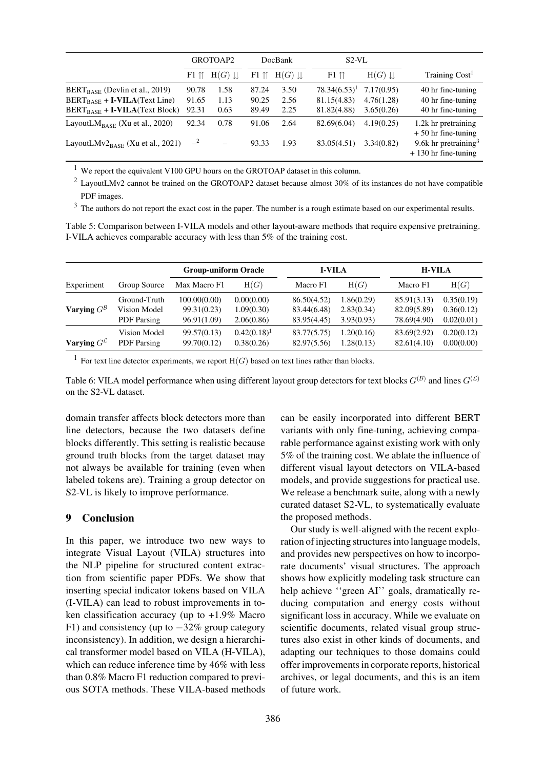| | GROTOAP2 | | DocBank | | S2-VL | | |
|---|---|---|---|---|---|---|---|
| | F1 ⇈ | H(G) ⇊ | F1 ⇈ | H(G) ⇊ | F1 ⇈ | H(G) ⇊ | Training Cost[1] |
| $BERT_{BASE}$ (Devlin et al., 2019) | 90.78 | 1.58 | 87.24 | 3.50 | 78.34(6.53)[1] | 7.17(0.95) | 40 hr fine-tuning |
| $BERT_{BASE}$ + **I-VILA**(Text Line) | 91.65 | 1.13 | 90.25 | 2.56 | 81.15(4.83) | 4.76(1.28) | 40 hr fine-tuning |
| $BERT_{BASE}$ + **I-VILA**(Text Block) | 92.31 | 0.63 | 89.49 | 2.25 | 81.82(4.88) | 3.65(0.26) | 40 hr fine-tuning |
| $LayoutLM_{BASE}$ (Xu et al., 2020) | 92.34 | 0.78 | 91.06 | 2.64 | 82.69(6.04) | 4.19(0.25) | 1.2k hr pretraining + 50 hr fine-tuning |
| $LayoutLMv2_{BASE}$ (Xu et al., 2021) | –[2] | – | 93.33 | 1.93 | 83.05(4.51) | 3.34(0.82) | 9.6k hr pretraining[3] + 130 hr fine-tuning |

[1] We report the equivalent V100 GPU hours on the GROTOAP dataset in this column.

[2] LayoutLMv2 cannot be trained on the GROTOAP2 dataset because almost 30% of its instances do not have compatible PDF images.

[3] The authors do not report the exact cost in the paper. The number is a rough estimate based on our experimental results.

Table 5: Comparison between I-VILA models and other layout-aware methods that require expensive pretraining. I-VILA achieves comparable accuracy with less than 5% of the training cost.

| | | Group-uniform Oracle | | I-VILA | | H-VILA | |
|---|---|---|---|---|---|---|---|
| Experiment | Group Source | Max Macro F1 | H(G) | Macro F1 | H(G) | Macro F1 | H(G) |
| **Varying** $G^{\mathcal{B}}$ | Ground-Truth | 100.00(0.00) | 0.00(0.00) | 86.50(4.52) | 1.86(0.29) | 85.91(3.13) | 0.35(0.19) |
| | Vision Model | 99.31(0.23) | 1.09(0.30) | 83.44(6.48) | 2.83(0.34) | 82.09(5.89) | 0.36(0.12) |
| | PDF Parsing | 96.91(1.09) | 2.06(0.86) | 83.95(4.45) | 3.93(0.93) | 78.69(4.90) | 0.02(0.01) |
| **Varying** $G^{\mathcal{L}}$ | Vision Model | 99.57(0.13) | 0.42(0.18)[1] | 83.77(5.75) | 1.20(0.16) | 83.69(2.92) | 0.20(0.12) |
| | PDF Parsing | 99.70(0.12) | 0.38(0.26) | 82.97(5.56) | 1.28(0.13) | 82.61(4.10) | 0.00(0.00) |

[1] For text line detector experiments, we report H(G) based on text lines rather than blocks.

Table 6: VILA model performance when using different layout group detectors for text blocks $G^{(\mathcal{B})}$ and lines $G^{(\mathcal{L})}$ on the S2-VL dataset.

domain transfer affects block detectors more than line detectors, because the two datasets define blocks differently. This setting is realistic because ground truth blocks from the target dataset may not always be available for training (even when labeled tokens are). Training a group detector on S2-VL is likely to improve performance.

## 9 Conclusion

In this paper, we introduce two new ways to integrate Visual Layout (VILA) structures into the NLP pipeline for structured content extraction from scientific paper PDFs. We show that inserting special indicator tokens based on VILA (I-VILA) can lead to robust improvements in token classification accuracy (up to +1.9% Macro F1) and consistency (up to −32% group category inconsistency). In addition, we design a hierarchical transformer model based on VILA (H-VILA), which can reduce inference time by 46% with less than 0.8% Macro F1 reduction compared to previous SOTA methods. These VILA-based methods can be easily incorporated into different BERT variants with only fine-tuning, achieving comparable performance against existing work with only 5% of the training cost. We ablate the influence of different visual layout detectors on VILA-based models, and provide suggestions for practical use. We release a benchmark suite, along with a newly curated dataset S2-VL, to systematically evaluate the proposed methods.

Our study is well-aligned with the recent exploration of injecting structures into language models, and provides new perspectives on how to incorporate documents' visual structures. The approach shows how explicitly modeling task structure can help achieve ''green AI'' goals, dramatically reducing computation and energy costs without significant loss in accuracy. While we evaluate on scientific documents, related visual group structures also exist in other kinds of documents, and adapting our techniques to those domains could offer improvements in corporate reports, historical archives, or legal documents, and this is an item of future work.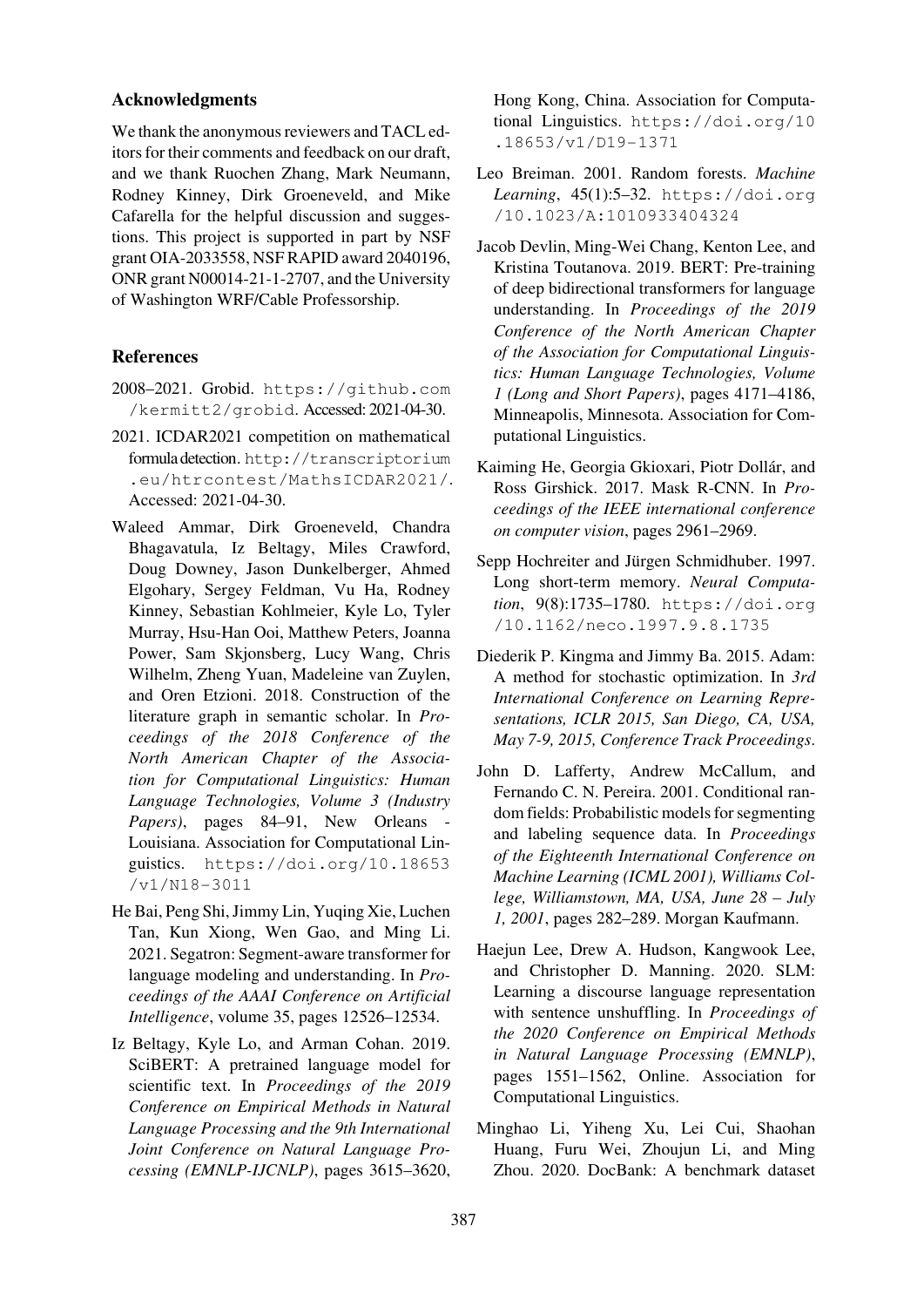## Acknowledgments

We thank the anonymous reviewers and TACL editors for their comments and feedback on our draft, and we thank Ruochen Zhang, Mark Neumann, Rodney Kinney, Dirk Groeneveld, and Mike Cafarella for the helpful discussion and suggestions. This project is supported in part by NSF grant OIA-2033558, NSF RAPID award 2040196, ONR grant N00014-21-1-2707, and the University of Washington WRF/Cable Professorship.

## References

2008–2021. Grobid. https://github.com/kermitt2/grobid. Accessed: 2021-04-30.

2021. ICDAR2021 competition on mathematical formula detection. http://transcriptorium.eu/htrcontest/MathsICDAR2021/. Accessed: 2021-04-30.

Waleed Ammar, Dirk Groeneveld, Chandra Bhagavatula, Iz Beltagy, Miles Crawford, Doug Downey, Jason Dunkelberger, Ahmed Elgohary, Sergey Feldman, Vu Ha, Rodney Kinney, Sebastian Kohlmeier, Kyle Lo, Tyler Murray, Hsu-Han Ooi, Matthew Peters, Joanna Power, Sam Skjonsberg, Lucy Wang, Chris Wilhelm, Zheng Yuan, Madeleine van Zuylen, and Oren Etzioni. 2018. Construction of the literature graph in semantic scholar. In *Proceedings of the 2018 Conference of the North American Chapter of the Association for Computational Linguistics: Human Language Technologies, Volume 3 (Industry Papers)*, pages 84–91, New Orleans - Louisiana. Association for Computational Linguistics. https://doi.org/10.18653/v1/N18-3011

He Bai, Peng Shi, Jimmy Lin, Yuqing Xie, Luchen Tan, Kun Xiong, Wen Gao, and Ming Li. 2021. Segatron: Segment-aware transformer for language modeling and understanding. In *Proceedings of the AAAI Conference on Artificial Intelligence*, volume 35, pages 12526–12534.

Iz Beltagy, Kyle Lo, and Arman Cohan. 2019. SciBERT: A pretrained language model for scientific text. In *Proceedings of the 2019 Conference on Empirical Methods in Natural Language Processing and the 9th International Joint Conference on Natural Language Processing (EMNLP-IJCNLP)*, pages 3615–3620, Hong Kong, China. Association for Computational Linguistics. https://doi.org/10.18653/v1/D19-1371

Leo Breiman. 2001. Random forests. *Machine Learning*, 45(1):5–32. https://doi.org/10.1023/A:1010933404324

Jacob Devlin, Ming-Wei Chang, Kenton Lee, and Kristina Toutanova. 2019. BERT: Pre-training of deep bidirectional transformers for language understanding. In *Proceedings of the 2019 Conference of the North American Chapter of the Association for Computational Linguistics: Human Language Technologies, Volume 1 (Long and Short Papers)*, pages 4171–4186, Minneapolis, Minnesota. Association for Computational Linguistics.

Kaiming He, Georgia Gkioxari, Piotr Dollár, and Ross Girshick. 2017. Mask R-CNN. In *Proceedings of the IEEE international conference on computer vision*, pages 2961–2969.

Sepp Hochreiter and Jürgen Schmidhuber. 1997. Long short-term memory. *Neural Computation*, 9(8):1735–1780. https://doi.org/10.1162/neco.1997.9.8.1735

Diederik P. Kingma and Jimmy Ba. 2015. Adam: A method for stochastic optimization. In *3rd International Conference on Learning Representations, ICLR 2015, San Diego, CA, USA, May 7-9, 2015, Conference Track Proceedings*.

John D. Lafferty, Andrew McCallum, and Fernando C. N. Pereira. 2001. Conditional random fields: Probabilistic models for segmenting and labeling sequence data. In *Proceedings of the Eighteenth International Conference on Machine Learning (ICML 2001), Williams College, Williamstown, MA, USA, June 28 – July 1, 2001*, pages 282–289. Morgan Kaufmann.

Haejun Lee, Drew A. Hudson, Kangwook Lee, and Christopher D. Manning. 2020. SLM: Learning a discourse language representation with sentence unshuffling. In *Proceedings of the 2020 Conference on Empirical Methods in Natural Language Processing (EMNLP)*, pages 1551–1562, Online. Association for Computational Linguistics.

Minghao Li, Yiheng Xu, Lei Cui, Shaohan Huang, Furu Wei, Zhoujun Li, and Ming Zhou. 2020. DocBank: A benchmark dataset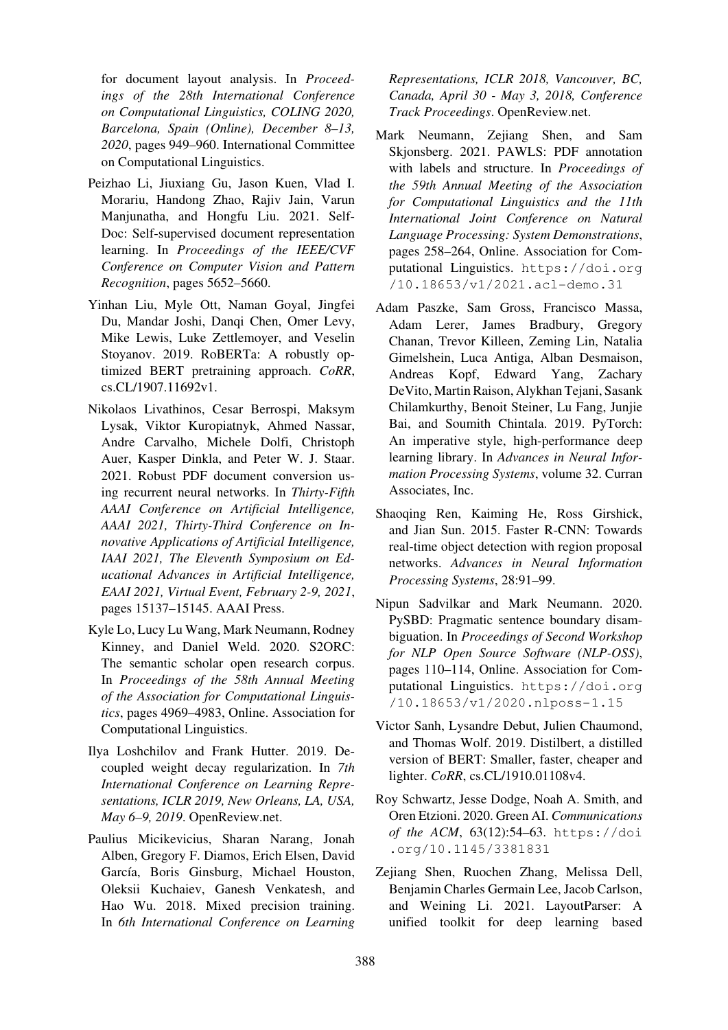for document layout analysis. In *Proceedings of the 28th International Conference on Computational Linguistics, COLING 2020, Barcelona, Spain (Online), December 8–13, 2020*, pages 949–960. International Committee on Computational Linguistics.

Peizhao Li, Jiuxiang Gu, Jason Kuen, Vlad I. Morariu, Handong Zhao, Rajiv Jain, Varun Manjunatha, and Hongfu Liu. 2021. SelfDoc: Self-supervised document representation learning. In *Proceedings of the IEEE/CVF Conference on Computer Vision and Pattern Recognition*, pages 5652–5660.

Yinhan Liu, Myle Ott, Naman Goyal, Jingfei Du, Mandar Joshi, Danqi Chen, Omer Levy, Mike Lewis, Luke Zettlemoyer, and Veselin Stoyanov. 2019. RoBERTa: A robustly optimized BERT pretraining approach. *CoRR*, cs.CL/1907.11692v1.

Nikolaos Livathinos, Cesar Berrospi, Maksym Lysak, Viktor Kuropiatnyk, Ahmed Nassar, Andre Carvalho, Michele Dolfi, Christoph Auer, Kasper Dinkla, and Peter W. J. Staar. 2021. Robust PDF document conversion using recurrent neural networks. In *Thirty-Fifth AAAI Conference on Artificial Intelligence, AAAI 2021, Thirty-Third Conference on Innovative Applications of Artificial Intelligence, IAAI 2021, The Eleventh Symposium on Educational Advances in Artificial Intelligence, EAAI 2021, Virtual Event, February 2-9, 2021*, pages 15137–15145. AAAI Press.

Kyle Lo, Lucy Lu Wang, Mark Neumann, Rodney Kinney, and Daniel Weld. 2020. S2ORC: The semantic scholar open research corpus. In *Proceedings of the 58th Annual Meeting of the Association for Computational Linguistics*, pages 4969–4983, Online. Association for Computational Linguistics.

Ilya Loshchilov and Frank Hutter. 2019. Decoupled weight decay regularization. In *7th International Conference on Learning Representations, ICLR 2019, New Orleans, LA, USA, May 6–9, 2019*. OpenReview.net.

Paulius Micikevicius, Sharan Narang, Jonah Alben, Gregory F. Diamos, Erich Elsen, David García, Boris Ginsburg, Michael Houston, Oleksii Kuchaiev, Ganesh Venkatesh, and Hao Wu. 2018. Mixed precision training. In *6th International Conference on Learning Representations, ICLR 2018, Vancouver, BC, Canada, April 30 - May 3, 2018, Conference Track Proceedings*. OpenReview.net.

Mark Neumann, Zejiang Shen, and Sam Skjonsberg. 2021. PAWLS: PDF annotation with labels and structure. In *Proceedings of the 59th Annual Meeting of the Association for Computational Linguistics and the 11th International Joint Conference on Natural Language Processing: System Demonstrations*, pages 258–264, Online. Association for Computational Linguistics. https://doi.org/10.18653/v1/2021.acl-demo.31

Adam Paszke, Sam Gross, Francisco Massa, Adam Lerer, James Bradbury, Gregory Chanan, Trevor Killeen, Zeming Lin, Natalia Gimelshein, Luca Antiga, Alban Desmaison, Andreas Kopf, Edward Yang, Zachary DeVito, Martin Raison, Alykhan Tejani, Sasank Chilamkurthy, Benoit Steiner, Lu Fang, Junjie Bai, and Soumith Chintala. 2019. PyTorch: An imperative style, high-performance deep learning library. In *Advances in Neural Information Processing Systems*, volume 32. Curran Associates, Inc.

Shaoqing Ren, Kaiming He, Ross Girshick, and Jian Sun. 2015. Faster R-CNN: Towards real-time object detection with region proposal networks. *Advances in Neural Information Processing Systems*, 28:91–99.

Nipun Sadvilkar and Mark Neumann. 2020. PySBD: Pragmatic sentence boundary disambiguation. In *Proceedings of Second Workshop for NLP Open Source Software (NLP-OSS)*, pages 110–114, Online. Association for Computational Linguistics. https://doi.org/10.18653/v1/2020.nlposs-1.15

Victor Sanh, Lysandre Debut, Julien Chaumond, and Thomas Wolf. 2019. Distilbert, a distilled version of BERT: Smaller, faster, cheaper and lighter. *CoRR*, cs.CL/1910.01108v4.

Roy Schwartz, Jesse Dodge, Noah A. Smith, and Oren Etzioni. 2020. Green AI. *Communications of the ACM*, 63(12):54–63. https://doi.org/10.1145/3381831

Zejiang Shen, Ruochen Zhang, Melissa Dell, Benjamin Charles Germain Lee, Jacob Carlson, and Weining Li. 2021. LayoutParser: A unified toolkit for deep learning based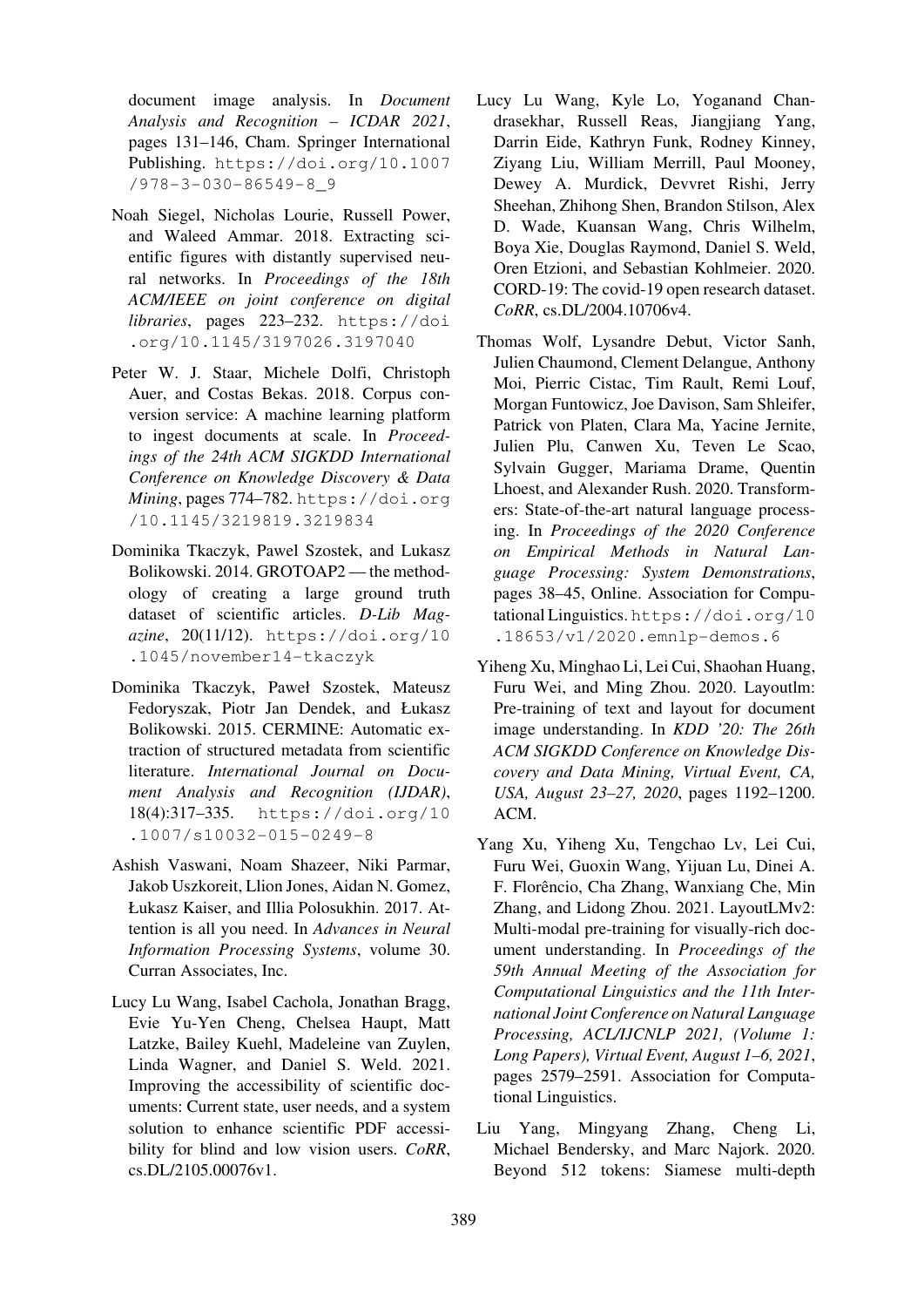document image analysis. In *Document Analysis and Recognition – ICDAR 2021*, pages 131–146, Cham. Springer International Publishing. https://doi.org/10.1007/978-3-030-86549-8_9

Noah Siegel, Nicholas Lourie, Russell Power, and Waleed Ammar. 2018. Extracting scientific figures with distantly supervised neural networks. In *Proceedings of the 18th ACM/IEEE on joint conference on digital libraries*, pages 223–232. https://doi.org/10.1145/3197026.3197040

Peter W. J. Staar, Michele Dolfi, Christoph Auer, and Costas Bekas. 2018. Corpus conversion service: A machine learning platform to ingest documents at scale. In *Proceedings of the 24th ACM SIGKDD International Conference on Knowledge Discovery & Data Mining*, pages 774–782. https://doi.org/10.1145/3219819.3219834

Dominika Tkaczyk, Pawel Szostek, and Lukasz Bolikowski. 2014. GROTOAP2 — the methodology of creating a large ground truth dataset of scientific articles. *D-Lib Magazine*, 20(11/12). https://doi.org/10.1045/november14-tkaczyk

Dominika Tkaczyk, Paweł Szostek, Mateusz Fedoryszak, Piotr Jan Dendek, and Łukasz Bolikowski. 2015. CERMINE: Automatic extraction of structured metadata from scientific literature. *International Journal on Document Analysis and Recognition (IJDAR)*, 18(4):317–335. https://doi.org/10.1007/s10032-015-0249-8

Ashish Vaswani, Noam Shazeer, Niki Parmar, Jakob Uszkoreit, Llion Jones, Aidan N. Gomez, Łukasz Kaiser, and Illia Polosukhin. 2017. Attention is all you need. In *Advances in Neural Information Processing Systems*, volume 30. Curran Associates, Inc.

Lucy Lu Wang, Isabel Cachola, Jonathan Bragg, Evie Yu-Yen Cheng, Chelsea Haupt, Matt Latzke, Bailey Kuehl, Madeleine van Zuylen, Linda Wagner, and Daniel S. Weld. 2021. Improving the accessibility of scientific documents: Current state, user needs, and a system solution to enhance scientific PDF accessibility for blind and low vision users. *CoRR*, cs.DL/2105.00076v1.

Lucy Lu Wang, Kyle Lo, Yoganand Chandrasekhar, Russell Reas, Jiangjiang Yang, Darrin Eide, Kathryn Funk, Rodney Kinney, Ziyang Liu, William Merrill, Paul Mooney, Dewey A. Murdick, Devvret Rishi, Jerry Sheehan, Zhihong Shen, Brandon Stilson, Alex D. Wade, Kuansan Wang, Chris Wilhelm, Boya Xie, Douglas Raymond, Daniel S. Weld, Oren Etzioni, and Sebastian Kohlmeier. 2020. CORD-19: The covid-19 open research dataset. *CoRR*, cs.DL/2004.10706v4.

Thomas Wolf, Lysandre Debut, Victor Sanh, Julien Chaumond, Clement Delangue, Anthony Moi, Pierric Cistac, Tim Rault, Remi Louf, Morgan Funtowicz, Joe Davison, Sam Shleifer, Patrick von Platen, Clara Ma, Yacine Jernite, Julien Plu, Canwen Xu, Teven Le Scao, Sylvain Gugger, Mariama Drame, Quentin Lhoest, and Alexander Rush. 2020. Transformers: State-of-the-art natural language processing. In *Proceedings of the 2020 Conference on Empirical Methods in Natural Language Processing: System Demonstrations*, pages 38–45, Online. Association for Computational Linguistics. https://doi.org/10.18653/v1/2020.emnlp-demos.6

Yiheng Xu, Minghao Li, Lei Cui, Shaohan Huang, Furu Wei, and Ming Zhou. 2020. Layoutlm: Pre-training of text and layout for document image understanding. In *KDD '20: The 26th ACM SIGKDD Conference on Knowledge Discovery and Data Mining, Virtual Event, CA, USA, August 23–27, 2020*, pages 1192–1200. ACM.

Yang Xu, Yiheng Xu, Tengchao Lv, Lei Cui, Furu Wei, Guoxin Wang, Yijuan Lu, Dinei A. F. Florêncio, Cha Zhang, Wanxiang Che, Min Zhang, and Lidong Zhou. 2021. LayoutLMv2: Multi-modal pre-training for visually-rich document understanding. In *Proceedings of the 59th Annual Meeting of the Association for Computational Linguistics and the 11th International Joint Conference on Natural Language Processing, ACL/IJCNLP 2021, (Volume 1: Long Papers), Virtual Event, August 1–6, 2021*, pages 2579–2591. Association for Computational Linguistics.

Liu Yang, Mingyang Zhang, Cheng Li, Michael Bendersky, and Marc Najork. 2020. Beyond 512 tokens: Siamese multi-depth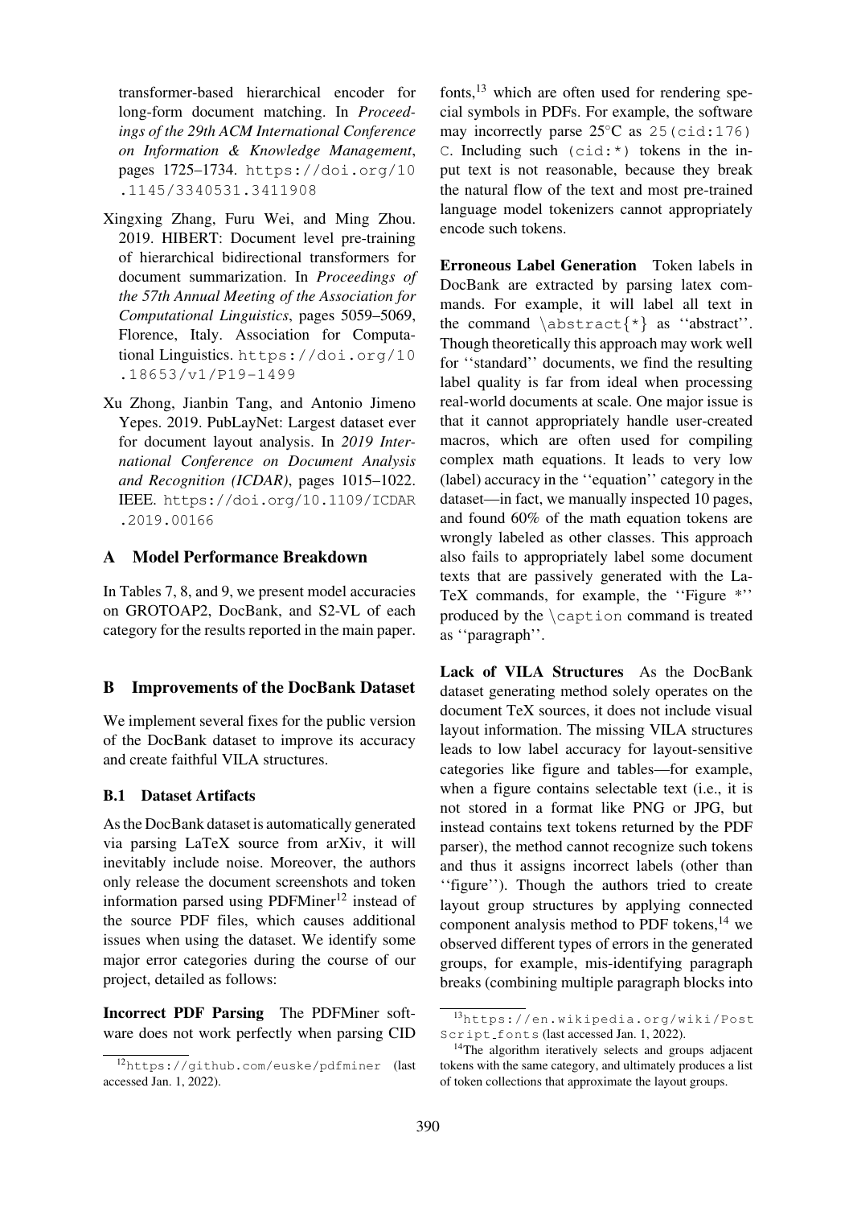transformer-based hierarchical encoder for long-form document matching. In *Proceedings of the 29th ACM International Conference on Information & Knowledge Management*, pages 1725–1734. https://doi.org/10.1145/3340531.3411908

Xingxing Zhang, Furu Wei, and Ming Zhou. 2019. HIBERT: Document level pre-training of hierarchical bidirectional transformers for document summarization. In *Proceedings of the 57th Annual Meeting of the Association for Computational Linguistics*, pages 5059–5069, Florence, Italy. Association for Computational Linguistics. https://doi.org/10.18653/v1/P19-1499

Xu Zhong, Jianbin Tang, and Antonio Jimeno Yepes. 2019. PubLayNet: Largest dataset ever for document layout analysis. In *2019 International Conference on Document Analysis and Recognition (ICDAR)*, pages 1015–1022. IEEE. https://doi.org/10.1109/ICDAR.2019.00166

## A Model Performance Breakdown

In Tables 7, 8, and 9, we present model accuracies on GROTOAP2, DocBank, and S2-VL of each category for the results reported in the main paper.

## B Improvements of the DocBank Dataset

We implement several fixes for the public version of the DocBank dataset to improve its accuracy and create faithful VILA structures.

### B.1 Dataset Artifacts

As the DocBank dataset is automatically generated via parsing LaTeX source from arXiv, it will inevitably include noise. Moreover, the authors only release the document screenshots and token information parsed using PDFMiner[12] instead of the source PDF files, which causes additional issues when using the dataset. We identify some major error categories during the course of our project, detailed as follows:

**Incorrect PDF Parsing** The PDFMiner software does not work perfectly when parsing CID fonts,[13] which are often used for rendering special symbols in PDFs. For example, the software may incorrectly parse 25°C as `25(cid:176) C`. Including such `(cid:*)` tokens in the input text is not reasonable, because they break the natural flow of the text and most pre-trained language model tokenizers cannot appropriately encode such tokens.

**Erroneous Label Generation** Token labels in DocBank are extracted by parsing latex commands. For example, it will label all text in the command `\abstract{*}` as ''abstract''. Though theoretically this approach may work well for ''standard'' documents, we find the resulting label quality is far from ideal when processing real-world documents at scale. One major issue is that it cannot appropriately handle user-created macros, which are often used for compiling complex math equations. It leads to very low (label) accuracy in the ''equation'' category in the dataset—in fact, we manually inspected 10 pages, and found 60% of the math equation tokens are wrongly labeled as other classes. This approach also fails to appropriately label some document texts that are passively generated with the LaTeX commands, for example, the ''Figure *'' produced by the `\caption` command is treated as ''paragraph''.

**Lack of VILA Structures** As the DocBank dataset generating method solely operates on the document TeX sources, it does not include visual layout information. The missing VILA structures leads to low label accuracy for layout-sensitive categories like figure and tables—for example, when a figure contains selectable text (i.e., it is not stored in a format like PNG or JPG, but instead contains text tokens returned by the PDF parser), the method cannot recognize such tokens and thus it assigns incorrect labels (other than ''figure''). Though the authors tried to create layout group structures by applying connected component analysis method to PDF tokens,[14] we observed different types of errors in the generated groups, for example, mis-identifying paragraph breaks (combining multiple paragraph blocks into

[12] https://github.com/euske/pdfminer (last accessed Jan. 1, 2022).

[13] https://en.wikipedia.org/wiki/PostScript_fonts (last accessed Jan. 1, 2022).

[14] The algorithm iteratively selects and groups adjacent tokens with the same category, and ultimately produces a list of token collections that approximate the layout groups.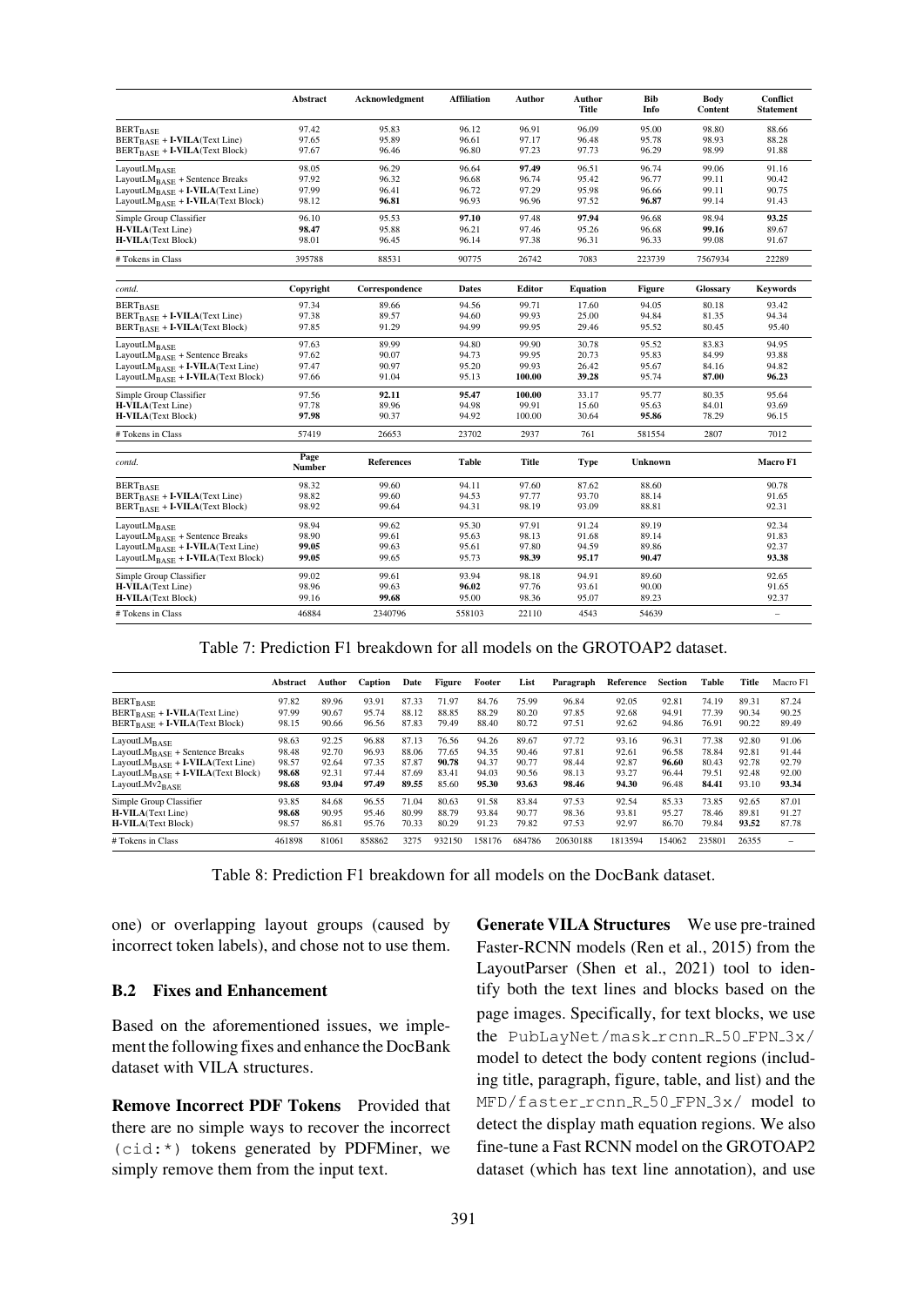| | Abstract | Acknowledgment | Affiliation | Author | Author Title | Bib Info | Body Content | Conflict Statement |
|---|---|---|---|---|---|---|---|---|
| $\text{BERT}_{\text{BASE}}$ | 97.42 | 95.83 | 96.12 | 96.91 | 96.09 | 95.00 | 98.80 | 88.66 |
| $\text{BERT}_{\text{BASE}}$ + **I-VILA**(Text Line) | 97.65 | 95.89 | 96.61 | 97.17 | 96.48 | 95.78 | 98.93 | 88.28 |
| $\text{BERT}_{\text{BASE}}$ + **I-VILA**(Text Block) | 97.67 | 96.46 | 96.80 | 97.23 | 97.73 | 96.29 | 98.99 | 91.88 |
| $\text{LayoutLM}_{\text{BASE}}$ | 98.05 | 96.29 | 96.64 | **97.49** | 96.51 | 96.74 | 99.06 | 91.16 |
| $\text{LayoutLM}_{\text{BASE}}$ + Sentence Breaks | 97.92 | 96.32 | 96.68 | 96.74 | 95.42 | 96.77 | 99.11 | 90.42 |
| $\text{LayoutLM}_{\text{BASE}}$ + **I-VILA**(Text Line) | 97.99 | 96.41 | 96.72 | 97.29 | 95.98 | 96.66 | 99.11 | 90.75 |
| $\text{LayoutLM}_{\text{BASE}}$ + **I-VILA**(Text Block) | 98.12 | **96.81** | 96.93 | 96.96 | 97.52 | **96.87** | 99.14 | 91.43 |
| Simple Group Classifier | 96.10 | 95.53 | **97.10** | 97.48 | **97.94** | 96.68 | 98.94 | **93.25** |
| **H-VILA**(Text Line) | **98.47** | 95.88 | 96.21 | 97.46 | 95.26 | 96.68 | **99.16** | 89.67 |
| **H-VILA**(Text Block) | 98.01 | 96.45 | 96.14 | 97.38 | 96.31 | 96.33 | 99.08 | 91.67 |
| # Tokens in Class | 395788 | 88531 | 90775 | 26742 | 7083 | 223739 | 7567934 | 22289 |
| *contd.* | **Copyright** | **Correspondence** | **Dates** | **Editor** | **Equation** | **Figure** | **Glossary** | **Keywords** |
| $\text{BERT}_{\text{BASE}}$ | 97.34 | 89.66 | 94.56 | 99.71 | 17.60 | 94.05 | 80.18 | 93.42 |
| $\text{BERT}_{\text{BASE}}$ + **I-VILA**(Text Line) | 97.38 | 89.57 | 94.60 | 99.93 | 25.00 | 94.84 | 81.35 | 94.34 |
| $\text{BERT}_{\text{BASE}}$ + **I-VILA**(Text Block) | 97.85 | 91.29 | 94.99 | 99.95 | 29.46 | 95.52 | 80.45 | 95.40 |
| $\text{LayoutLM}_{\text{BASE}}$ | 97.63 | 89.99 | 94.80 | 99.90 | 30.78 | 95.52 | 83.83 | 94.95 |
| $\text{LayoutLM}_{\text{BASE}}$ + Sentence Breaks | 97.62 | 90.07 | 94.73 | 99.95 | 20.73 | 95.83 | 84.99 | 93.88 |
| $\text{LayoutLM}_{\text{BASE}}$ + **I-VILA**(Text Line) | 97.47 | 90.97 | 95.20 | 99.93 | 26.42 | 95.67 | 84.16 | 94.82 |
| $\text{LayoutLM}_{\text{BASE}}$ + **I-VILA**(Text Block) | 97.66 | 91.04 | 95.13 | **100.00** | **39.28** | 95.74 | **87.00** | **96.23** |
| Simple Group Classifier | 97.56 | **92.11** | **95.47** | **100.00** | 33.17 | 95.77 | 80.35 | 95.64 |
| **H-VILA**(Text Line) | 97.78 | 89.96 | 94.98 | 99.91 | 15.60 | 95.63 | 84.01 | 93.69 |
| **H-VILA**(Text Block) | **97.98** | 90.37 | 94.92 | 100.00 | 30.64 | **95.86** | 78.29 | 96.15 |
| # Tokens in Class | 57419 | 26653 | 23702 | 2937 | 761 | 581554 | 2807 | 7012 |
| *contd.* | **Page Number** | **References** | **Table** | **Title** | **Type** | **Unknown** | | **Macro F1** |
| $\text{BERT}_{\text{BASE}}$ | 98.32 | 99.60 | 94.11 | 97.60 | 87.62 | 88.60 | | 90.78 |
| $\text{BERT}_{\text{BASE}}$ + **I-VILA**(Text Line) | 98.82 | 99.60 | 94.53 | 97.77 | 93.70 | 88.14 | | 91.65 |
| $\text{BERT}_{\text{BASE}}$ + **I-VILA**(Text Block) | 98.92 | 99.64 | 94.31 | 98.19 | 93.09 | 88.81 | | 92.31 |
| $\text{LayoutLM}_{\text{BASE}}$ | 98.94 | 99.62 | 95.30 | 97.91 | 91.24 | 89.19 | | 92.34 |
| $\text{LayoutLM}_{\text{BASE}}$ + Sentence Breaks | 98.90 | 99.61 | 95.63 | 98.13 | 91.68 | 89.14 | | 91.83 |
| $\text{LayoutLM}_{\text{BASE}}$ + **I-VILA**(Text Line) | **99.05** | 99.63 | 95.61 | 97.80 | 94.59 | 89.86 | | 92.37 |
| $\text{LayoutLM}_{\text{BASE}}$ + **I-VILA**(Text Block) | **99.05** | 99.65 | 95.73 | **98.39** | **95.17** | **90.47** | | **93.38** |
| Simple Group Classifier | 99.02 | 99.61 | 93.94 | 98.18 | 94.91 | 89.60 | | 92.65 |
| **H-VILA**(Text Line) | 98.96 | 99.63 | **96.02** | 97.76 | 93.61 | 90.00 | | 91.65 |
| **H-VILA**(Text Block) | 99.16 | **99.68** | 95.00 | 98.36 | 95.07 | 89.23 | | 92.37 |
| # Tokens in Class | 46884 | 2340796 | 558103 | 22110 | 4543 | 54639 | | – |

Table 7: Prediction F1 breakdown for all models on the GROTOAP2 dataset.

| | Abstract | Author | Caption | Date | Figure | Footer | List | Paragraph | Reference | Section | Table | Title | Macro F1 |
|---|---|---|---|---|---|---|---|---|---|---|---|---|---|
| $\text{BERT}_{\text{BASE}}$ | 97.82 | 89.96 | 93.91 | 87.33 | 71.97 | 84.76 | 75.99 | 96.84 | 92.05 | 92.81 | 74.19 | 89.31 | 87.24 |
| $\text{BERT}_{\text{BASE}}$ + **I-VILA**(Text Line) | 97.99 | 90.67 | 95.74 | 88.12 | 88.85 | 88.29 | 80.20 | 97.85 | 92.68 | 94.91 | 77.39 | 90.34 | 90.25 |
| $\text{BERT}_{\text{BASE}}$ + **I-VILA**(Text Block) | 98.15 | 90.66 | 96.56 | 87.83 | 79.49 | 88.40 | 80.72 | 97.51 | 92.62 | 94.86 | 76.91 | 90.22 | 89.49 |
| $\text{LayoutLM}_{\text{BASE}}$ | 98.63 | 92.25 | 96.88 | 87.13 | 76.56 | 94.26 | 89.67 | 97.72 | 93.16 | 96.31 | 77.38 | 92.80 | 91.06 |
| $\text{LayoutLM}_{\text{BASE}}$ + Sentence Breaks | 98.48 | 92.70 | 96.93 | 88.06 | 77.65 | 94.35 | 90.46 | 97.81 | 92.61 | 96.58 | 78.84 | 92.81 | 91.44 |
| $\text{LayoutLM}_{\text{BASE}}$ + **I-VILA**(Text Line) | 98.57 | 92.64 | 97.35 | 87.87 | **90.78** | 94.37 | 90.77 | 98.44 | 92.87 | **96.60** | 80.43 | 92.78 | 92.79 |
| $\text{LayoutLM}_{\text{BASE}}$ + **I-VILA**(Text Block) | **98.68** | 92.31 | 97.44 | 87.69 | 83.41 | 94.03 | 90.56 | 98.13 | 93.27 | 96.44 | 79.51 | 92.48 | 92.00 |
| $\text{LayoutLMv2}_{\text{BASE}}$ | **98.68** | **93.04** | **97.49** | **89.55** | 85.60 | **95.30** | **93.63** | **98.46** | **94.30** | 96.48 | **84.41** | 93.10 | **93.34** |
| Simple Group Classifier | 93.85 | 84.68 | 96.55 | 71.04 | 80.63 | 91.58 | 83.84 | 97.53 | 92.54 | 85.33 | 73.85 | 92.65 | 87.01 |
| **H-VILA**(Text Line) | **98.68** | 90.95 | 95.46 | 80.99 | 88.79 | 93.84 | 90.77 | 98.36 | 93.81 | 95.27 | 78.46 | 89.81 | 91.27 |
| **H-VILA**(Text Block) | 98.57 | 86.81 | 95.76 | 70.33 | 80.29 | 91.23 | 79.82 | 97.53 | 92.97 | 86.70 | 79.84 | **93.52** | 87.78 |
| # Tokens in Class | 461898 | 81061 | 858862 | 3275 | 932150 | 158176 | 684786 | 20630188 | 1813594 | 154062 | 235801 | 26355 | – |

Table 8: Prediction F1 breakdown for all models on the DocBank dataset.

one) or overlapping layout groups (caused by incorrect token labels), and chose not to use them.

### B.2 Fixes and Enhancement

Based on the aforementioned issues, we implement the following fixes and enhance the DocBank dataset with VILA structures.

**Remove Incorrect PDF Tokens** Provided that there are no simple ways to recover the incorrect `(cid:*)` tokens generated by PDFMiner, we simply remove them from the input text.

**Generate VILA Structures** We use pre-trained Faster-RCNN models (Ren et al., 2015) from the LayoutParser (Shen et al., 2021) tool to identify both the text lines and blocks based on the page images. Specifically, for text blocks, we use the `PubLayNet/mask_rcnn_R_50_FPN_3x/` model to detect the body content regions (including title, paragraph, figure, table, and list) and the `MFD/faster_rcnn_R_50_FPN_3x/` model to detect the display math equation regions. We also fine-tune a Fast RCNN model on the GROTOAP2 dataset (which has text line annotation), and use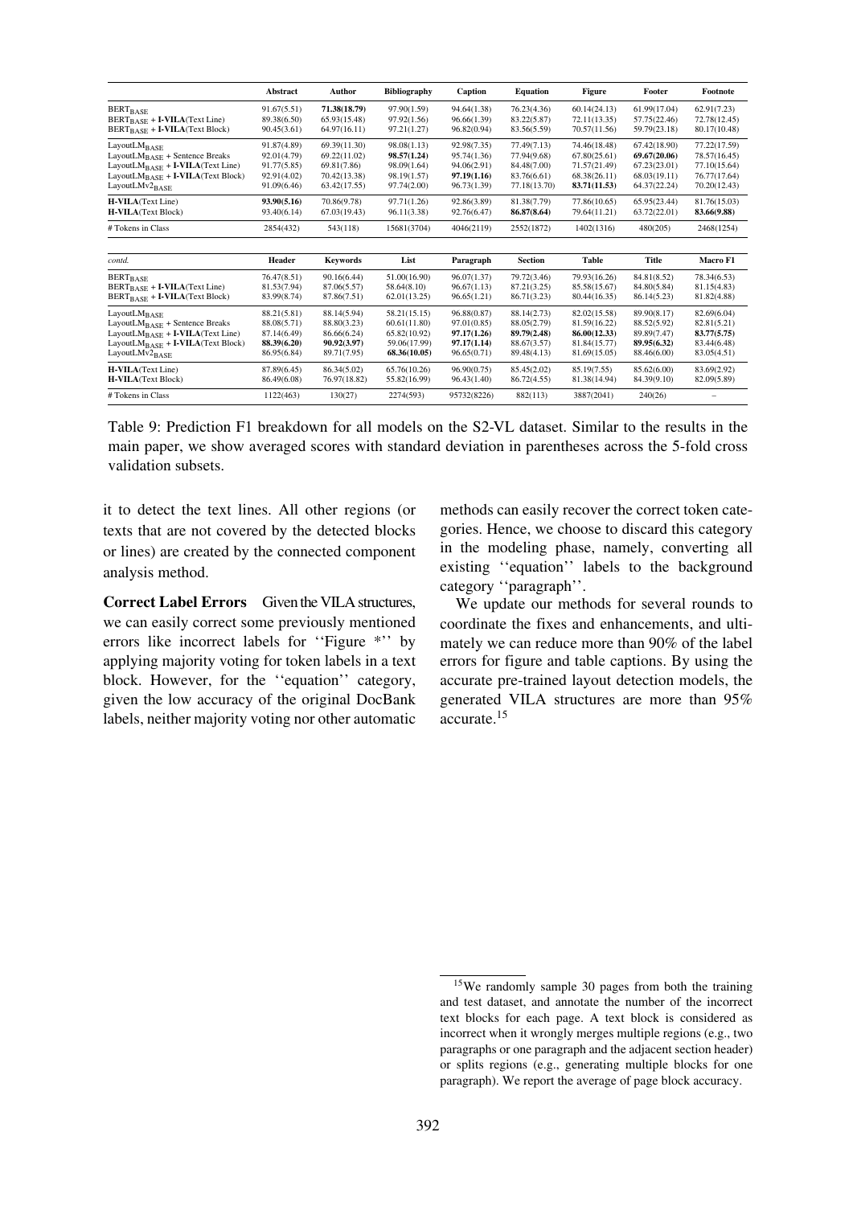| | Abstract | Author | Bibliography | Caption | Equation | Figure | Footer | Footnote |
|---|---|---|---|---|---|---|---|---|
| $\text{BERT}_{\text{BASE}}$ | 91.67(5.51) | **71.38(18.79)** | 97.90(1.59) | 94.64(1.38) | 76.23(4.36) | 60.14(24.13) | 61.99(17.04) | 62.91(7.23) |
| $\text{BERT}_{\text{BASE}}$ + **I-VILA**(Text Line) | 89.38(6.50) | 65.93(15.48) | 97.92(1.56) | 96.66(1.39) | 83.22(5.87) | 72.11(13.35) | 57.75(22.46) | 72.78(12.45) |
| $\text{BERT}_{\text{BASE}}$ + **I-VILA**(Text Block) | 90.45(3.61) | 64.97(16.11) | 97.21(1.27) | 96.82(0.94) | 83.56(5.59) | 70.57(11.56) | 59.79(23.18) | 80.17(10.48) |
| $\text{LayoutLM}_{\text{BASE}}$ | 91.87(4.89) | 69.39(11.30) | 98.08(1.13) | 92.98(7.35) | 77.49(7.13) | 74.46(18.48) | 67.42(18.90) | 77.22(17.59) |
| $\text{LayoutLM}_{\text{BASE}}$ + Sentence Breaks | 92.01(4.79) | 69.22(11.02) | **98.57(1.24)** | 95.74(1.36) | 77.94(9.68) | 67.80(25.61) | **69.67(20.06)** | 78.57(16.45) |
| $\text{LayoutLM}_{\text{BASE}}$ + **I-VILA**(Text Line) | 91.77(5.85) | 69.81(7.86) | 98.09(1.64) | 94.06(2.91) | 84.48(7.00) | 71.57(21.49) | 67.23(23.01) | 77.10(15.64) |
| $\text{LayoutLM}_{\text{BASE}}$ + **I-VILA**(Text Block) | 92.91(4.02) | 70.42(13.38) | 98.19(1.57) | **97.19(1.16)** | 83.76(6.61) | 68.38(26.11) | 68.03(19.11) | 76.77(17.64) |
| $\text{LayoutLMv2}_{\text{BASE}}$ | 91.09(6.46) | 63.42(17.55) | 97.74(2.00) | 96.73(1.39) | 77.18(13.70) | **83.71(11.53)** | 64.37(22.24) | 70.20(12.43) |
| **H-VILA**(Text Line) | **93.90(5.16)** | 70.86(9.78) | 97.71(1.26) | 92.86(3.89) | 81.38(7.79) | 77.86(10.65) | 65.95(23.44) | 81.76(15.03) |
| **H-VILA**(Text Block) | 93.40(6.14) | 67.03(19.43) | 96.11(3.38) | 92.76(6.47) | **86.87(8.64)** | 79.64(11.21) | 63.72(22.01) | **83.66(9.88)** |
| # Tokens in Class | 2854(432) | 543(118) | 15681(3704) | 4046(2119) | 2552(1872) | 1402(1316) | 480(205) | 2468(1254) |
| *contd.* | **Header** | **Keywords** | **List** | **Paragraph** | **Section** | **Table** | **Title** | **Macro F1** |
| $\text{BERT}_{\text{BASE}}$ | 76.47(8.51) | 90.16(6.44) | 51.00(16.90) | 96.07(1.37) | 79.72(3.46) | 79.93(16.26) | 84.81(8.52) | 78.34(6.53) |
| $\text{BERT}_{\text{BASE}}$ + **I-VILA**(Text Line) | 81.53(7.94) | 87.06(5.57) | 58.64(8.10) | 96.67(1.13) | 87.21(3.25) | 85.58(15.67) | 84.80(5.84) | 81.15(4.83) |
| $\text{BERT}_{\text{BASE}}$ + **I-VILA**(Text Block) | 83.99(8.74) | 87.86(7.51) | 62.01(13.25) | 96.65(1.21) | 86.71(3.23) | 80.44(16.35) | 86.14(5.23) | 81.82(4.88) |
| $\text{LayoutLM}_{\text{BASE}}$ | 88.21(5.81) | 88.14(5.94) | 58.21(15.15) | 96.88(0.87) | 88.14(2.73) | 82.02(15.58) | 89.90(8.17) | 82.69(6.04) |
| $\text{LayoutLM}_{\text{BASE}}$ + Sentence Breaks | 88.08(5.71) | 88.80(3.23) | 60.61(11.80) | 97.01(0.85) | 88.05(2.79) | 81.59(16.22) | 88.52(5.92) | 82.81(5.21) |
| $\text{LayoutLM}_{\text{BASE}}$ + **I-VILA**(Text Line) | 87.14(6.49) | 86.66(6.24) | 65.82(10.92) | **97.17(1.26)** | **89.79(2.48)** | **86.00(12.33)** | 89.89(7.47) | **83.77(5.75)** |
| $\text{LayoutLM}_{\text{BASE}}$ + **I-VILA**(Text Block) | **88.39(6.20)** | **90.92(3.97)** | 59.06(17.99) | **97.17(1.14)** | 88.67(3.57) | 81.84(15.77) | **89.95(6.32)** | 83.44(6.48) |
| $\text{LayoutLMv2}_{\text{BASE}}$ | 86.95(6.84) | 89.71(7.95) | **68.36(10.05)** | 96.65(0.71) | 89.48(4.13) | 81.69(15.05) | 88.46(6.00) | 83.05(4.51) |
| **H-VILA**(Text Line) | 87.89(6.45) | 86.34(5.02) | 65.76(10.26) | 96.90(0.75) | 85.45(2.02) | 85.19(7.55) | 85.62(6.00) | 83.69(2.92) |
| **H-VILA**(Text Block) | 86.49(6.08) | 76.97(18.82) | 55.82(16.99) | 96.43(1.40) | 86.72(4.55) | 81.38(14.94) | 84.39(9.10) | 82.09(5.89) |
| # Tokens in Class | 1122(463) | 130(27) | 2274(593) | 95732(8226) | 882(113) | 3887(2041) | 240(26) | – |

Table 9: Prediction F1 breakdown for all models on the S2-VL dataset. Similar to the results in the main paper, we show averaged scores with standard deviation in parentheses across the 5-fold cross validation subsets.

it to detect the text lines. All other regions (or texts that are not covered by the detected blocks or lines) are created by the connected component analysis method.

**Correct Label Errors** Given the VILA structures, we can easily correct some previously mentioned errors like incorrect labels for ''Figure *'' by applying majority voting for token labels in a text block. However, for the ''equation'' category, given the low accuracy of the original DocBank labels, neither majority voting nor other automatic methods can easily recover the correct token categories. Hence, we choose to discard this category in the modeling phase, namely, converting all existing ''equation'' labels to the background category ''paragraph''.

We update our methods for several rounds to coordinate the fixes and enhancements, and ultimately we can reduce more than 90% of the label errors for figure and table captions. By using the accurate pre-trained layout detection models, the generated VILA structures are more than 95% accurate.[15]

[15] We randomly sample 30 pages from both the training and test dataset, and annotate the number of the incorrect text blocks for each page. A text block is considered as incorrect when it wrongly merges multiple regions (e.g., two paragraphs or one paragraph and the adjacent section header) or splits regions (e.g., generating multiple blocks for one paragraph). We report the average of page block accuracy.